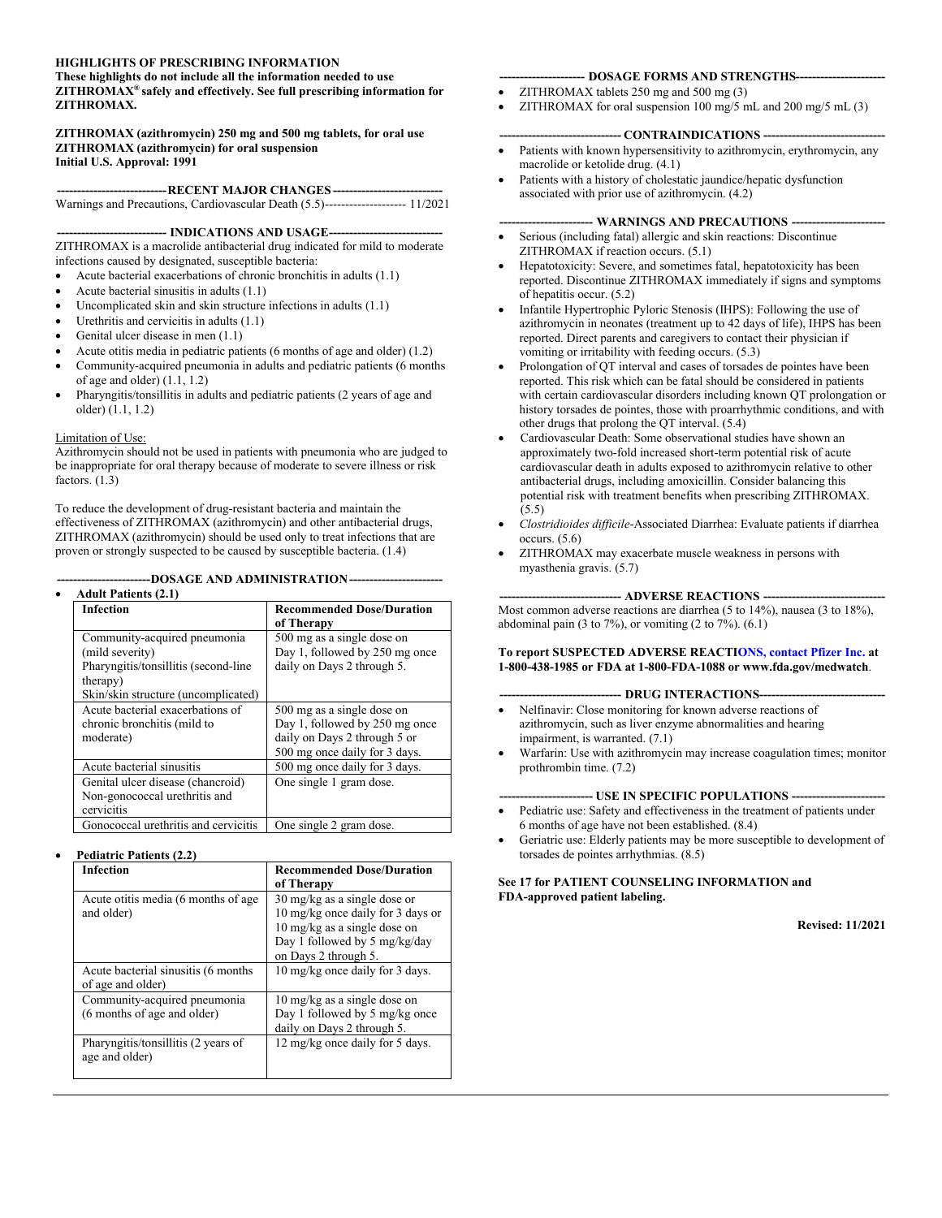**HIGHLIGHTS OF PRESCRIBING INFORMATION**
**These highlights do not include all the information needed to use ZITHROMAX® safely and effectively. See full prescribing information for ZITHROMAX.**

**ZITHROMAX (azithromycin) 250 mg and 500 mg tablets, for oral use**
**ZITHROMAX (azithromycin) for oral suspension**
**Initial U.S. Approval: 1991**

## RECENT MAJOR CHANGES

Warnings and Precautions, Cardiovascular Death (5.5)-------------------- 11/2021

## INDICATIONS AND USAGE

ZITHROMAX is a macrolide antibacterial drug indicated for mild to moderate infections caused by designated, susceptible bacteria:

- Acute bacterial exacerbations of chronic bronchitis in adults (1.1)
- Acute bacterial sinusitis in adults (1.1)
- Uncomplicated skin and skin structure infections in adults (1.1)
- Urethritis and cervicitis in adults (1.1)
- Genital ulcer disease in men (1.1)
- Acute otitis media in pediatric patients (6 months of age and older) (1.2)
- Community-acquired pneumonia in adults and pediatric patients (6 months of age and older) (1.1, 1.2)
- Pharyngitis/tonsillitis in adults and pediatric patients (2 years of age and older) (1.1, 1.2)

Limitation of Use:
Azithromycin should not be used in patients with pneumonia who are judged to be inappropriate for oral therapy because of moderate to severe illness or risk factors. (1.3)

To reduce the development of drug-resistant bacteria and maintain the effectiveness of ZITHROMAX (azithromycin) and other antibacterial drugs, ZITHROMAX (azithromycin) should be used only to treat infections that are proven or strongly suspected to be caused by susceptible bacteria. (1.4)

## DOSAGE AND ADMINISTRATION

- **Adult Patients (2.1)**

| Infection | Recommended Dose/Duration of Therapy |
|---|---|
| Community-acquired pneumonia (mild severity)<br>Pharyngitis/tonsillitis (second-line therapy)<br>Skin/skin structure (uncomplicated) | 500 mg as a single dose on Day 1, followed by 250 mg once daily on Days 2 through 5. |
| Acute bacterial exacerbations of chronic bronchitis (mild to moderate) | 500 mg as a single dose on Day 1, followed by 250 mg once daily on Days 2 through 5 or 500 mg once daily for 3 days. |
| Acute bacterial sinusitis | 500 mg once daily for 3 days. |
| Genital ulcer disease (chancroid)<br>Non-gonococcal urethritis and cervicitis | One single 1 gram dose. |
| Gonococcal urethritis and cervicitis | One single 2 gram dose. |

- **Pediatric Patients (2.2)**

| Infection | Recommended Dose/Duration of Therapy |
|---|---|
| Acute otitis media (6 months of age and older) | 30 mg/kg as a single dose or 10 mg/kg once daily for 3 days or 10 mg/kg as a single dose on Day 1 followed by 5 mg/kg/day on Days 2 through 5. |
| Acute bacterial sinusitis (6 months of age and older) | 10 mg/kg once daily for 3 days. |
| Community-acquired pneumonia (6 months of age and older) | 10 mg/kg as a single dose on Day 1 followed by 5 mg/kg once daily on Days 2 through 5. |
| Pharyngitis/tonsillitis (2 years of age and older) | 12 mg/kg once daily for 5 days. |

## DOSAGE FORMS AND STRENGTHS

- ZITHROMAX tablets 250 mg and 500 mg (3)
- ZITHROMAX for oral suspension 100 mg/5 mL and 200 mg/5 mL (3)

## CONTRAINDICATIONS

- Patients with known hypersensitivity to azithromycin, erythromycin, any macrolide or ketolide drug. (4.1)
- Patients with a history of cholestatic jaundice/hepatic dysfunction associated with prior use of azithromycin. (4.2)

## WARNINGS AND PRECAUTIONS

- Serious (including fatal) allergic and skin reactions: Discontinue ZITHROMAX if reaction occurs. (5.1)
- Hepatotoxicity: Severe, and sometimes fatal, hepatotoxicity has been reported. Discontinue ZITHROMAX immediately if signs and symptoms of hepatitis occur. (5.2)
- Infantile Hypertrophic Pyloric Stenosis (IHPS): Following the use of azithromycin in neonates (treatment up to 42 days of life), IHPS has been reported. Direct parents and caregivers to contact their physician if vomiting or irritability with feeding occurs. (5.3)
- Prolongation of QT interval and cases of torsades de pointes have been reported. This risk which can be fatal should be considered in patients with certain cardiovascular disorders including known QT prolongation or history torsades de pointes, those with proarrhythmic conditions, and with other drugs that prolong the QT interval. (5.4)
- Cardiovascular Death: Some observational studies have shown an approximately two-fold increased short-term potential risk of acute cardiovascular death in adults exposed to azithromycin relative to other antibacterial drugs, including amoxicillin. Consider balancing this potential risk with treatment benefits when prescribing ZITHROMAX. (5.5)
- *Clostridioides difficile*-Associated Diarrhea: Evaluate patients if diarrhea occurs. (5.6)
- ZITHROMAX may exacerbate muscle weakness in persons with myasthenia gravis. (5.7)

## ADVERSE REACTIONS

Most common adverse reactions are diarrhea (5 to 14%), nausea (3 to 18%), abdominal pain (3 to 7%), or vomiting (2 to 7%). (6.1)

**To report SUSPECTED ADVERSE REACTIONS, contact Pfizer Inc. at 1-800-438-1985 or FDA at 1-800-FDA-1088 or www.fda.gov/medwatch.**

## DRUG INTERACTIONS

- Nelfinavir: Close monitoring for known adverse reactions of azithromycin, such as liver enzyme abnormalities and hearing impairment, is warranted. (7.1)
- Warfarin: Use with azithromycin may increase coagulation times; monitor prothrombin time. (7.2)

## USE IN SPECIFIC POPULATIONS

- Pediatric use: Safety and effectiveness in the treatment of patients under 6 months of age have not been established. (8.4)
- Geriatric use: Elderly patients may be more susceptible to development of torsades de pointes arrhythmias. (8.5)

**See 17 for PATIENT COUNSELING INFORMATION and FDA-approved patient labeling.**

**Revised: 11/2021**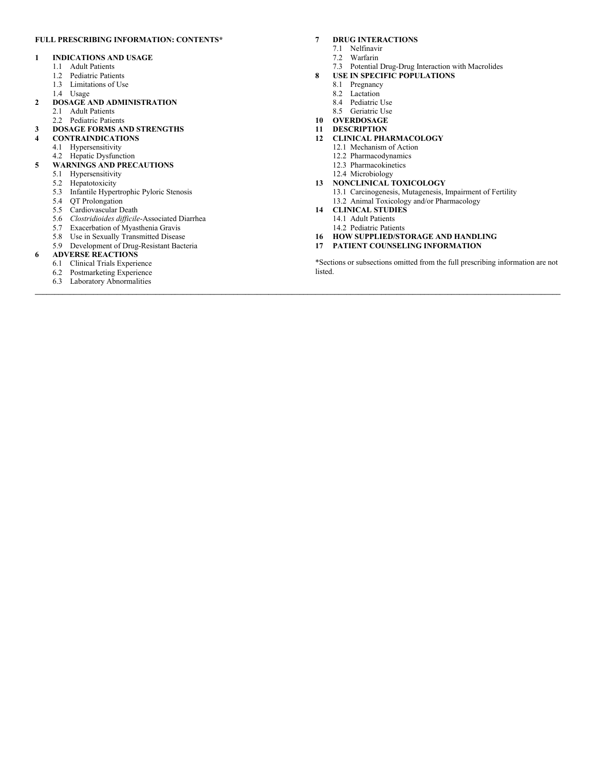**FULL PRESCRIBING INFORMATION: CONTENTS***

**1 INDICATIONS AND USAGE**
- 1.1 Adult Patients
- 1.2 Pediatric Patients
- 1.3 Limitations of Use
- 1.4 Usage

**2 DOSAGE AND ADMINISTRATION**
- 2.1 Adult Patients
- 2.2 Pediatric Patients

**3 DOSAGE FORMS AND STRENGTHS**

**4 CONTRAINDICATIONS**
- 4.1 Hypersensitivity
- 4.2 Hepatic Dysfunction

**5 WARNINGS AND PRECAUTIONS**
- 5.1 Hypersensitivity
- 5.2 Hepatotoxicity
- 5.3 Infantile Hypertrophic Pyloric Stenosis
- 5.4 QT Prolongation
- 5.5 Cardiovascular Death
- 5.6 *Clostridioides difficile*-Associated Diarrhea
- 5.7 Exacerbation of Myasthenia Gravis
- 5.8 Use in Sexually Transmitted Disease
- 5.9 Development of Drug-Resistant Bacteria

**6 ADVERSE REACTIONS**
- 6.1 Clinical Trials Experience
- 6.2 Postmarketing Experience
- 6.3 Laboratory Abnormalities

**7 DRUG INTERACTIONS**
- 7.1 Nelfinavir
- 7.2 Warfarin
- 7.3 Potential Drug-Drug Interaction with Macrolides

**8 USE IN SPECIFIC POPULATIONS**
- 8.1 Pregnancy
- 8.2 Lactation
- 8.4 Pediatric Use
- 8.5 Geriatric Use

**10 OVERDOSAGE**

**11 DESCRIPTION**

**12 CLINICAL PHARMACOLOGY**
- 12.1 Mechanism of Action
- 12.2 Pharmacodynamics
- 12.3 Pharmacokinetics
- 12.4 Microbiology

**13 NONCLINICAL TOXICOLOGY**
- 13.1 Carcinogenesis, Mutagenesis, Impairment of Fertility
- 13.2 Animal Toxicology and/or Pharmacology

**14 CLINICAL STUDIES**
- 14.1 Adult Patients
- 14.2 Pediatric Patients

**16 HOW SUPPLIED/STORAGE AND HANDLING**

**17 PATIENT COUNSELING INFORMATION**

*Sections or subsections omitted from the full prescribing information are not listed.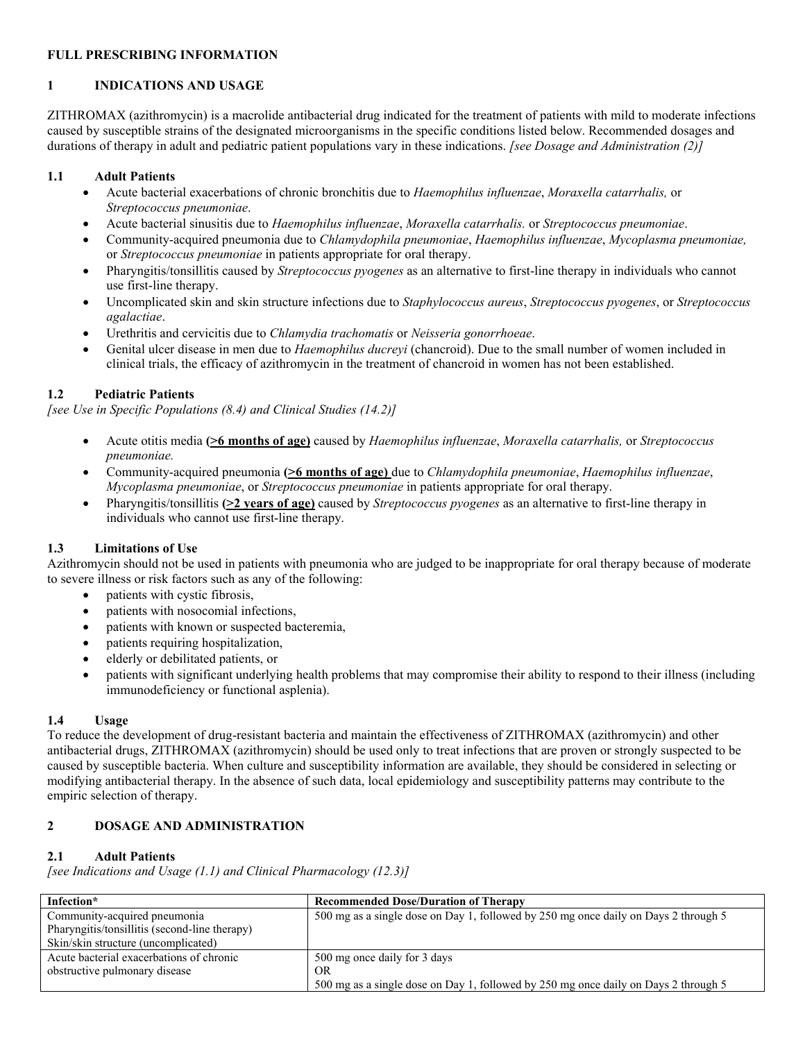## FULL PRESCRIBING INFORMATION

## 1 INDICATIONS AND USAGE

ZITHROMAX (azithromycin) is a macrolide antibacterial drug indicated for the treatment of patients with mild to moderate infections caused by susceptible strains of the designated microorganisms in the specific conditions listed below. Recommended dosages and durations of therapy in adult and pediatric patient populations vary in these indications. *[see Dosage and Administration (2)]*

### 1.1 Adult Patients

- Acute bacterial exacerbations of chronic bronchitis due to *Haemophilus influenzae*, *Moraxella catarrhalis,* or *Streptococcus pneumoniae*.
- Acute bacterial sinusitis due to *Haemophilus influenzae*, *Moraxella catarrhalis.* or *Streptococcus pneumoniae*.
- Community-acquired pneumonia due to *Chlamydophila pneumoniae*, *Haemophilus influenzae*, *Mycoplasma pneumoniae,* or *Streptococcus pneumoniae* in patients appropriate for oral therapy.
- Pharyngitis/tonsillitis caused by *Streptococcus pyogenes* as an alternative to first-line therapy in individuals who cannot use first-line therapy.
- Uncomplicated skin and skin structure infections due to *Staphylococcus aureus*, *Streptococcus pyogenes*, or *Streptococcus agalactiae*.
- Urethritis and cervicitis due to *Chlamydia trachomatis* or *Neisseria gonorrhoeae*.
- Genital ulcer disease in men due to *Haemophilus ducreyi* (chancroid). Due to the small number of women included in clinical trials, the efficacy of azithromycin in the treatment of chancroid in women has not been established.

### 1.2 Pediatric Patients

*[see Use in Specific Populations (8.4) and Clinical Studies (14.2)]*

- Acute otitis media **(>6 months of age)** caused by *Haemophilus influenzae*, *Moraxella catarrhalis,* or *Streptococcus pneumoniae.*
- Community-acquired pneumonia **(>6 months of age)** due to *Chlamydophila pneumoniae*, *Haemophilus influenzae*, *Mycoplasma pneumoniae*, or *Streptococcus pneumoniae* in patients appropriate for oral therapy.
- Pharyngitis/tonsillitis **(>2 years of age)** caused by *Streptococcus pyogenes* as an alternative to first-line therapy in individuals who cannot use first-line therapy.

### 1.3 Limitations of Use

Azithromycin should not be used in patients with pneumonia who are judged to be inappropriate for oral therapy because of moderate to severe illness or risk factors such as any of the following:

- patients with cystic fibrosis,
- patients with nosocomial infections,
- patients with known or suspected bacteremia,
- patients requiring hospitalization,
- elderly or debilitated patients, or
- patients with significant underlying health problems that may compromise their ability to respond to their illness (including immunodeficiency or functional asplenia).

### 1.4 Usage

To reduce the development of drug-resistant bacteria and maintain the effectiveness of ZITHROMAX (azithromycin) and other antibacterial drugs, ZITHROMAX (azithromycin) should be used only to treat infections that are proven or strongly suspected to be caused by susceptible bacteria. When culture and susceptibility information are available, they should be considered in selecting or modifying antibacterial therapy. In the absence of such data, local epidemiology and susceptibility patterns may contribute to the empiric selection of therapy.

## 2 DOSAGE AND ADMINISTRATION

### 2.1 Adult Patients

*[see Indications and Usage (1.1) and Clinical Pharmacology (12.3)]*

| Infection* | Recommended Dose/Duration of Therapy |
|---|---|
| Community-acquired pneumonia<br>Pharyngitis/tonsillitis (second-line therapy)<br>Skin/skin structure (uncomplicated) | 500 mg as a single dose on Day 1, followed by 250 mg once daily on Days 2 through 5 |
| Acute bacterial exacerbations of chronic obstructive pulmonary disease | 500 mg once daily for 3 days<br>OR<br>500 mg as a single dose on Day 1, followed by 250 mg once daily on Days 2 through 5 |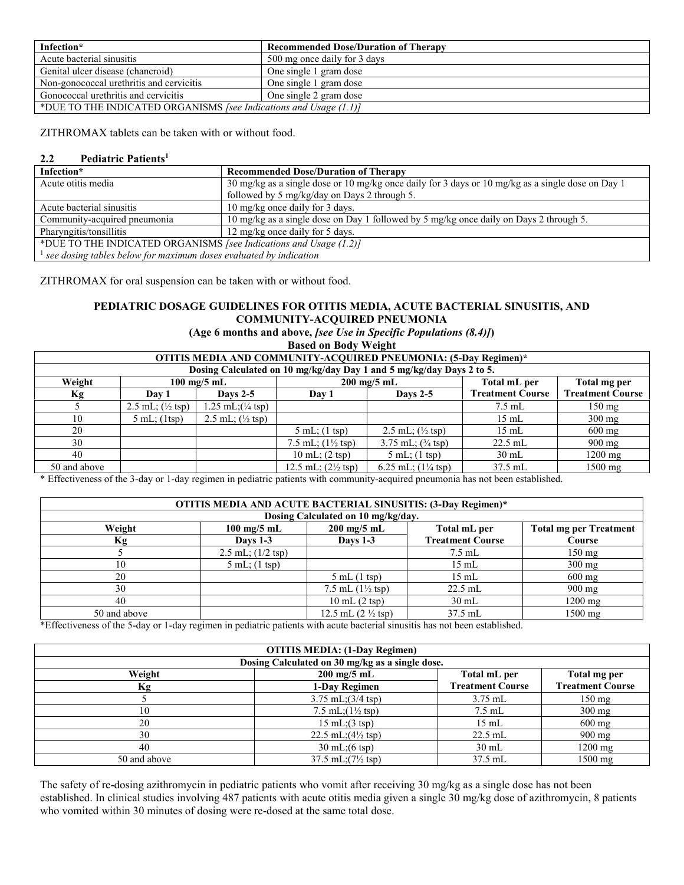| Infection* | Recommended Dose/Duration of Therapy |
|---|---|
| Acute bacterial sinusitis | 500 mg once daily for 3 days |
| Genital ulcer disease (chancroid) | One single 1 gram dose |
| Non-gonococcal urethritis and cervicitis | One single 1 gram dose |
| Gonococcal urethritis and cervicitis | One single 2 gram dose |
| *DUE TO THE INDICATED ORGANISMS *[see Indications and Usage (1.1)]* | |

ZITHROMAX tablets can be taken with or without food.

### 2.2 Pediatric Patients[1]

| Infection* | Recommended Dose/Duration of Therapy |
|---|---|
| Acute otitis media | 30 mg/kg as a single dose or 10 mg/kg once daily for 3 days or 10 mg/kg as a single dose on Day 1 followed by 5 mg/kg/day on Days 2 through 5. |
| Acute bacterial sinusitis | 10 mg/kg once daily for 3 days. |
| Community-acquired pneumonia | 10 mg/kg as a single dose on Day 1 followed by 5 mg/kg once daily on Days 2 through 5. |
| Pharyngitis/tonsillitis | 12 mg/kg once daily for 5 days. |
| *DUE TO THE INDICATED ORGANISMS *[see Indications and Usage (1.2)]* | |
| [1] *see dosing tables below for maximum doses evaluated by indication* | |

ZITHROMAX for oral suspension can be taken with or without food.

**PEDIATRIC DOSAGE GUIDELINES FOR OTITIS MEDIA, ACUTE BACTERIAL SINUSITIS, AND COMMUNITY-ACQUIRED PNEUMONIA**

**(Age 6 months and above, *[see Use in Specific Populations (8.4)]*)**

**Based on Body Weight**

| OTITIS MEDIA AND COMMUNITY-ACQUIRED PNEUMONIA: (5-Day Regimen)* | | | | | | |
|---|---|---|---|---|---|---|
| **Dosing Calculated on 10 mg/kg/day Day 1 and 5 mg/kg/day Days 2 to 5.** | | | | | | |
| **Weight** | **100 mg/5 mL** | | **200 mg/5 mL** | | **Total mL per** | **Total mg per** |
| **Kg** | **Day 1** | **Days 2-5** | **Day 1** | **Days 2-5** | **Treatment Course** | **Treatment Course** |
| 5 | 2.5 mL; (½ tsp) | 1.25 mL;(¼ tsp) | | | 7.5 mL | 150 mg |
| 10 | 5 mL; (1tsp) | 2.5 mL; (½ tsp) | | | 15 mL | 300 mg |
| 20 | | | 5 mL; (1 tsp) | 2.5 mL; (½ tsp) | 15 mL | 600 mg |
| 30 | | | 7.5 mL; (1½ tsp) | 3.75 mL; (¾ tsp) | 22.5 mL | 900 mg |
| 40 | | | 10 mL; (2 tsp) | 5 mL; (1 tsp) | 30 mL | 1200 mg |
| 50 and above | | | 12.5 mL; (2½ tsp) | 6.25 mL; (1¼ tsp) | 37.5 mL | 1500 mg |

\* Effectiveness of the 3-day or 1-day regimen in pediatric patients with community-acquired pneumonia has not been established.

| OTITIS MEDIA AND ACUTE BACTERIAL SINUSITIS: (3-Day Regimen)* | | | | |
|---|---|---|---|---|
| **Dosing Calculated on 10 mg/kg/day.** | | | | |
| **Weight** | **100 mg/5 mL** | **200 mg/5 mL** | **Total mL per** | **Total mg per Treatment** |
| **Kg** | **Days 1-3** | **Days 1-3** | **Treatment Course** | **Course** |
| 5 | 2.5 mL; (1/2 tsp) | | 7.5 mL | 150 mg |
| 10 | 5 mL; (1 tsp) | | 15 mL | 300 mg |
| 20 | | 5 mL (1 tsp) | 15 mL | 600 mg |
| 30 | | 7.5 mL (1½ tsp) | 22.5 mL | 900 mg |
| 40 | | 10 mL (2 tsp) | 30 mL | 1200 mg |
| 50 and above | | 12.5 mL (2 ½ tsp) | 37.5 mL | 1500 mg |

*Effectiveness of the 5-day or 1-day regimen in pediatric patients with acute bacterial sinusitis has not been established.

| OTITIS MEDIA: (1-Day Regimen) | | | |
|---|---|---|---|
| **Dosing Calculated on 30 mg/kg as a single dose.** | | | |
| **Weight** | **200 mg/5 mL** | **Total mL per** | **Total mg per** |
| **Kg** | **1-Day Regimen** | **Treatment Course** | **Treatment Course** |
| 5 | 3.75 mL;(3/4 tsp) | 3.75 mL | 150 mg |
| 10 | 7.5 mL;(1½ tsp) | 7.5 mL | 300 mg |
| 20 | 15 mL;(3 tsp) | 15 mL | 600 mg |
| 30 | 22.5 mL;(4½ tsp) | 22.5 mL | 900 mg |
| 40 | 30 mL;(6 tsp) | 30 mL | 1200 mg |
| 50 and above | 37.5 mL;(7½ tsp) | 37.5 mL | 1500 mg |

The safety of re-dosing azithromycin in pediatric patients who vomit after receiving 30 mg/kg as a single dose has not been established. In clinical studies involving 487 patients with acute otitis media given a single 30 mg/kg dose of azithromycin, 8 patients who vomited within 30 minutes of dosing were re-dosed at the same total dose.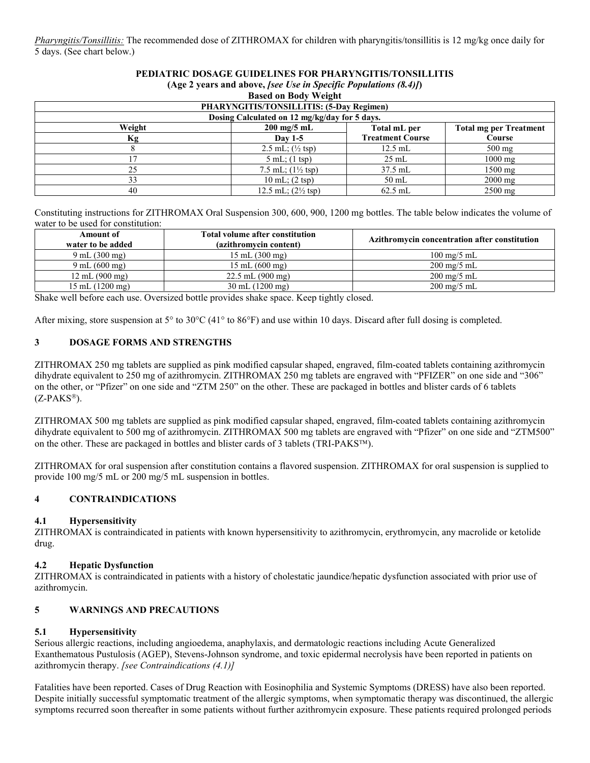*Pharyngitis/Tonsillitis:* The recommended dose of ZITHROMAX for children with pharyngitis/tonsillitis is 12 mg/kg once daily for 5 days. (See chart below.)

**PEDIATRIC DOSAGE GUIDELINES FOR PHARYNGITIS/TONSILLITIS**
**(Age 2 years and above, *[see Use in Specific Populations (8.4)]*)**
**Based on Body Weight**

| PHARYNGITIS/TONSILLITIS: (5-Day Regimen) | | | |
|---|---|---|---|
| Dosing Calculated on 12 mg/kg/day for 5 days. | | | |
| **Weight Kg** | **200 mg/5 mL Day 1-5** | **Total mL per Treatment Course** | **Total mg per Treatment Course** |
| 8 | 2.5 mL; (½ tsp) | 12.5 mL | 500 mg |
| 17 | 5 mL; (1 tsp) | 25 mL | 1000 mg |
| 25 | 7.5 mL; (1½ tsp) | 37.5 mL | 1500 mg |
| 33 | 10 mL; (2 tsp) | 50 mL | 2000 mg |
| 40 | 12.5 mL; (2½ tsp) | 62.5 mL | 2500 mg |

Constituting instructions for ZITHROMAX Oral Suspension 300, 600, 900, 1200 mg bottles. The table below indicates the volume of water to be used for constitution:

| Amount of water to be added | Total volume after constitution (azithromycin content) | Azithromycin concentration after constitution |
|---|---|---|
| 9 mL (300 mg) | 15 mL (300 mg) | 100 mg/5 mL |
| 9 mL (600 mg) | 15 mL (600 mg) | 200 mg/5 mL |
| 12 mL (900 mg) | 22.5 mL (900 mg) | 200 mg/5 mL |
| 15 mL (1200 mg) | 30 mL (1200 mg) | 200 mg/5 mL |

Shake well before each use. Oversized bottle provides shake space. Keep tightly closed.

After mixing, store suspension at 5° to 30°C (41° to 86°F) and use within 10 days. Discard after full dosing is completed.

## 3 DOSAGE FORMS AND STRENGTHS

ZITHROMAX 250 mg tablets are supplied as pink modified capsular shaped, engraved, film-coated tablets containing azithromycin dihydrate equivalent to 250 mg of azithromycin. ZITHROMAX 250 mg tablets are engraved with "PFIZER" on one side and "306" on the other, or "Pfizer" on one side and "ZTM 250" on the other. These are packaged in bottles and blister cards of 6 tablets (Z-PAKS®).

ZITHROMAX 500 mg tablets are supplied as pink modified capsular shaped, engraved, film-coated tablets containing azithromycin dihydrate equivalent to 500 mg of azithromycin. ZITHROMAX 500 mg tablets are engraved with "Pfizer" on one side and "ZTM500" on the other. These are packaged in bottles and blister cards of 3 tablets (TRI-PAKS™).

ZITHROMAX for oral suspension after constitution contains a flavored suspension. ZITHROMAX for oral suspension is supplied to provide 100 mg/5 mL or 200 mg/5 mL suspension in bottles.

## 4 CONTRAINDICATIONS

### 4.1 Hypersensitivity

ZITHROMAX is contraindicated in patients with known hypersensitivity to azithromycin, erythromycin, any macrolide or ketolide drug.

### 4.2 Hepatic Dysfunction

ZITHROMAX is contraindicated in patients with a history of cholestatic jaundice/hepatic dysfunction associated with prior use of azithromycin.

## 5 WARNINGS AND PRECAUTIONS

### 5.1 Hypersensitivity

Serious allergic reactions, including angioedema, anaphylaxis, and dermatologic reactions including Acute Generalized Exanthematous Pustulosis (AGEP), Stevens-Johnson syndrome, and toxic epidermal necrolysis have been reported in patients on azithromycin therapy. *[see Contraindications (4.1)]*

Fatalities have been reported. Cases of Drug Reaction with Eosinophilia and Systemic Symptoms (DRESS) have also been reported. Despite initially successful symptomatic treatment of the allergic symptoms, when symptomatic therapy was discontinued, the allergic symptoms recurred soon thereafter in some patients without further azithromycin exposure. These patients required prolonged periods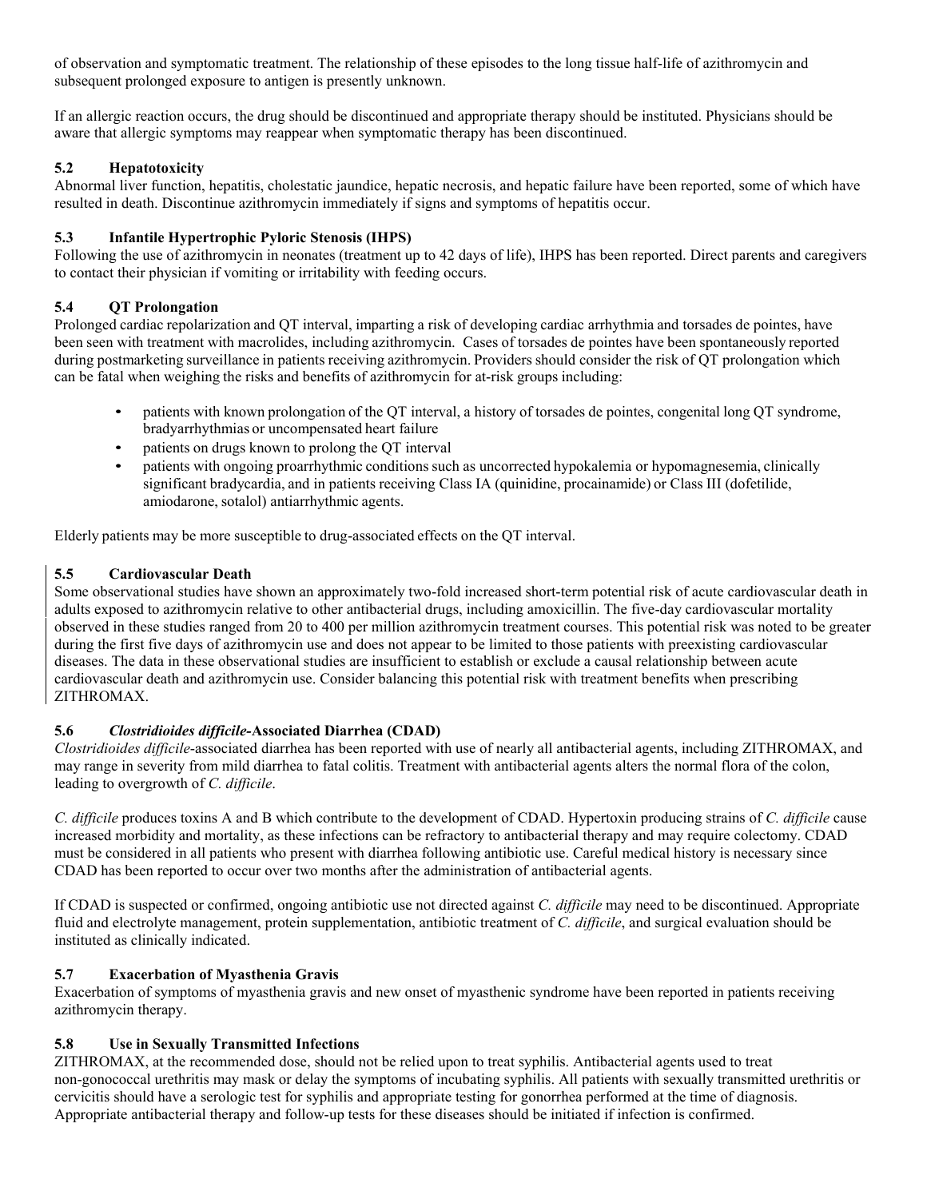of observation and symptomatic treatment. The relationship of these episodes to the long tissue half-life of azithromycin and subsequent prolonged exposure to antigen is presently unknown.

If an allergic reaction occurs, the drug should be discontinued and appropriate therapy should be instituted. Physicians should be aware that allergic symptoms may reappear when symptomatic therapy has been discontinued.

### 5.2 Hepatotoxicity

Abnormal liver function, hepatitis, cholestatic jaundice, hepatic necrosis, and hepatic failure have been reported, some of which have resulted in death. Discontinue azithromycin immediately if signs and symptoms of hepatitis occur.

### 5.3 Infantile Hypertrophic Pyloric Stenosis (IHPS)

Following the use of azithromycin in neonates (treatment up to 42 days of life), IHPS has been reported. Direct parents and caregivers to contact their physician if vomiting or irritability with feeding occurs.

### 5.4 QT Prolongation

Prolonged cardiac repolarization and QT interval, imparting a risk of developing cardiac arrhythmia and torsades de pointes, have been seen with treatment with macrolides, including azithromycin. Cases of torsades de pointes have been spontaneously reported during postmarketing surveillance in patients receiving azithromycin. Providers should consider the risk of QT prolongation which can be fatal when weighing the risks and benefits of azithromycin for at-risk groups including:

- patients with known prolongation of the QT interval, a history of torsades de pointes, congenital long QT syndrome, bradyarrhythmias or uncompensated heart failure
- patients on drugs known to prolong the QT interval
- patients with ongoing proarrhythmic conditions such as uncorrected hypokalemia or hypomagnesemia, clinically significant bradycardia, and in patients receiving Class IA (quinidine, procainamide) or Class III (dofetilide, amiodarone, sotalol) antiarrhythmic agents.

Elderly patients may be more susceptible to drug-associated effects on the QT interval.

### 5.5 Cardiovascular Death

Some observational studies have shown an approximately two-fold increased short-term potential risk of acute cardiovascular death in adults exposed to azithromycin relative to other antibacterial drugs, including amoxicillin. The five-day cardiovascular mortality observed in these studies ranged from 20 to 400 per million azithromycin treatment courses. This potential risk was noted to be greater during the first five days of azithromycin use and does not appear to be limited to those patients with preexisting cardiovascular diseases. The data in these observational studies are insufficient to establish or exclude a causal relationship between acute cardiovascular death and azithromycin use. Consider balancing this potential risk with treatment benefits when prescribing ZITHROMAX.

### 5.6 *Clostridioides difficile*-Associated Diarrhea (CDAD)

*Clostridioides difficile*-associated diarrhea has been reported with use of nearly all antibacterial agents, including ZITHROMAX, and may range in severity from mild diarrhea to fatal colitis. Treatment with antibacterial agents alters the normal flora of the colon, leading to overgrowth of *C. difficile*.

*C. difficile* produces toxins A and B which contribute to the development of CDAD. Hypertoxin producing strains of *C. difficile* cause increased morbidity and mortality, as these infections can be refractory to antibacterial therapy and may require colectomy. CDAD must be considered in all patients who present with diarrhea following antibiotic use. Careful medical history is necessary since CDAD has been reported to occur over two months after the administration of antibacterial agents.

If CDAD is suspected or confirmed, ongoing antibiotic use not directed against *C. difficile* may need to be discontinued. Appropriate fluid and electrolyte management, protein supplementation, antibiotic treatment of *C. difficile*, and surgical evaluation should be instituted as clinically indicated.

### 5.7 Exacerbation of Myasthenia Gravis

Exacerbation of symptoms of myasthenia gravis and new onset of myasthenic syndrome have been reported in patients receiving azithromycin therapy.

### 5.8 Use in Sexually Transmitted Infections

ZITHROMAX, at the recommended dose, should not be relied upon to treat syphilis. Antibacterial agents used to treat non-gonococcal urethritis may mask or delay the symptoms of incubating syphilis. All patients with sexually transmitted urethritis or cervicitis should have a serologic test for syphilis and appropriate testing for gonorrhea performed at the time of diagnosis. Appropriate antibacterial therapy and follow-up tests for these diseases should be initiated if infection is confirmed.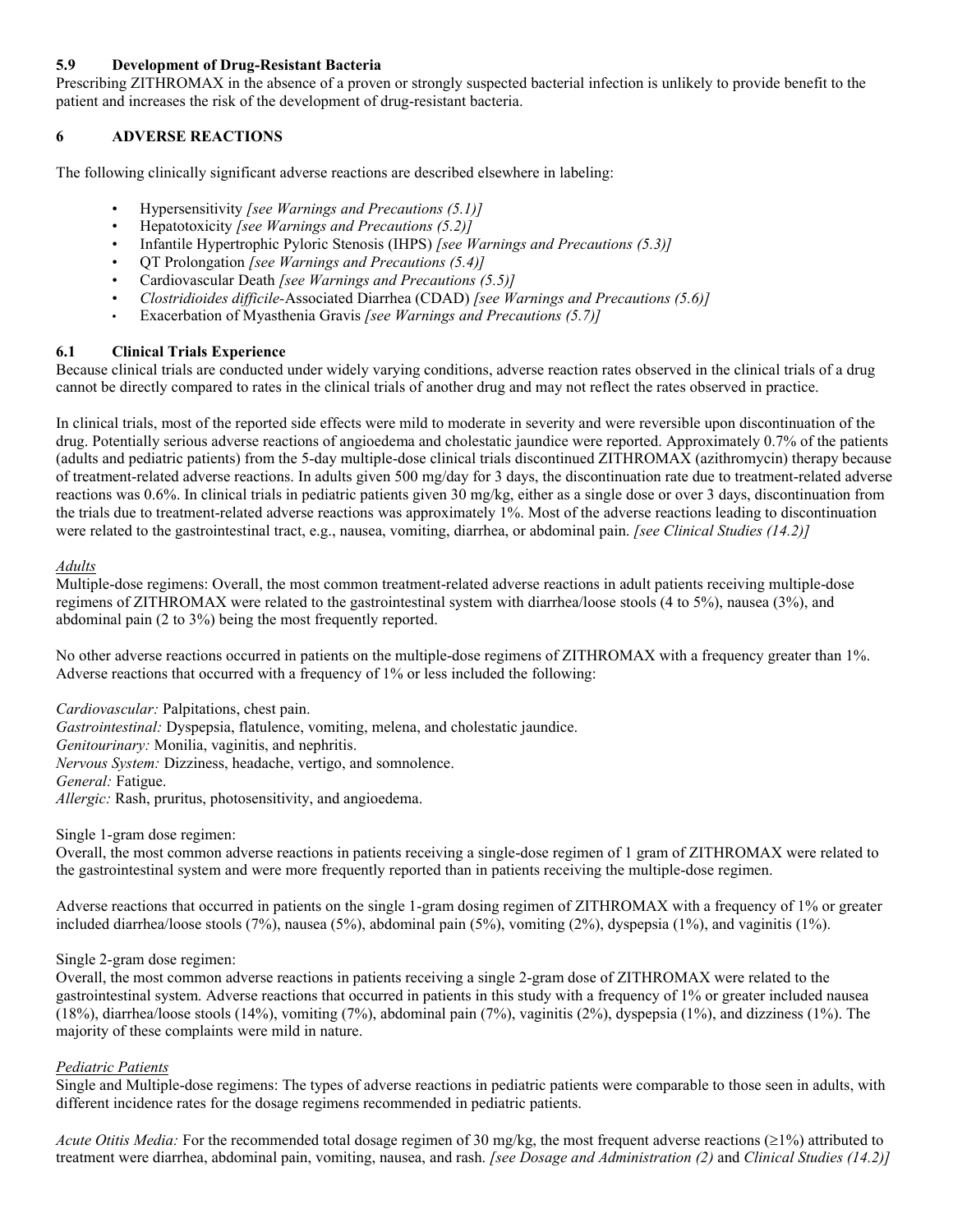### 5.9 Development of Drug-Resistant Bacteria

Prescribing ZITHROMAX in the absence of a proven or strongly suspected bacterial infection is unlikely to provide benefit to the patient and increases the risk of the development of drug-resistant bacteria.

## 6 ADVERSE REACTIONS

The following clinically significant adverse reactions are described elsewhere in labeling:

- Hypersensitivity *[see Warnings and Precautions (5.1)]*
- Hepatotoxicity *[see Warnings and Precautions (5.2)]*
- Infantile Hypertrophic Pyloric Stenosis (IHPS) *[see Warnings and Precautions (5.3)]*
- QT Prolongation *[see Warnings and Precautions (5.4)]*
- Cardiovascular Death *[see Warnings and Precautions (5.5)]*
- *Clostridioides difficile*-Associated Diarrhea (CDAD) *[see Warnings and Precautions (5.6)]*
- Exacerbation of Myasthenia Gravis *[see Warnings and Precautions (5.7)]*

### 6.1 Clinical Trials Experience

Because clinical trials are conducted under widely varying conditions, adverse reaction rates observed in the clinical trials of a drug cannot be directly compared to rates in the clinical trials of another drug and may not reflect the rates observed in practice.

In clinical trials, most of the reported side effects were mild to moderate in severity and were reversible upon discontinuation of the drug. Potentially serious adverse reactions of angioedema and cholestatic jaundice were reported. Approximately 0.7% of the patients (adults and pediatric patients) from the 5-day multiple-dose clinical trials discontinued ZITHROMAX (azithromycin) therapy because of treatment-related adverse reactions. In adults given 500 mg/day for 3 days, the discontinuation rate due to treatment-related adverse reactions was 0.6%. In clinical trials in pediatric patients given 30 mg/kg, either as a single dose or over 3 days, discontinuation from the trials due to treatment-related adverse reactions was approximately 1%. Most of the adverse reactions leading to discontinuation were related to the gastrointestinal tract, e.g., nausea, vomiting, diarrhea, or abdominal pain. *[see Clinical Studies (14.2)]*

#### *Adults*

Multiple-dose regimens: Overall, the most common treatment-related adverse reactions in adult patients receiving multiple-dose regimens of ZITHROMAX were related to the gastrointestinal system with diarrhea/loose stools (4 to 5%), nausea (3%), and abdominal pain (2 to 3%) being the most frequently reported.

No other adverse reactions occurred in patients on the multiple-dose regimens of ZITHROMAX with a frequency greater than 1%. Adverse reactions that occurred with a frequency of 1% or less included the following:

*Cardiovascular:* Palpitations, chest pain.
*Gastrointestinal:* Dyspepsia, flatulence, vomiting, melena, and cholestatic jaundice.
*Genitourinary:* Monilia, vaginitis, and nephritis.
*Nervous System:* Dizziness, headache, vertigo, and somnolence.
*General:* Fatigue.
*Allergic:* Rash, pruritus, photosensitivity, and angioedema.

Single 1-gram dose regimen:
Overall, the most common adverse reactions in patients receiving a single-dose regimen of 1 gram of ZITHROMAX were related to the gastrointestinal system and were more frequently reported than in patients receiving the multiple-dose regimen.

Adverse reactions that occurred in patients on the single 1-gram dosing regimen of ZITHROMAX with a frequency of 1% or greater included diarrhea/loose stools (7%), nausea (5%), abdominal pain (5%), vomiting (2%), dyspepsia (1%), and vaginitis (1%).

Single 2-gram dose regimen:
Overall, the most common adverse reactions in patients receiving a single 2-gram dose of ZITHROMAX were related to the gastrointestinal system. Adverse reactions that occurred in patients in this study with a frequency of 1% or greater included nausea (18%), diarrhea/loose stools (14%), vomiting (7%), abdominal pain (7%), vaginitis (2%), dyspepsia (1%), and dizziness (1%). The majority of these complaints were mild in nature.

#### *Pediatric Patients*

Single and Multiple-dose regimens: The types of adverse reactions in pediatric patients were comparable to those seen in adults, with different incidence rates for the dosage regimens recommended in pediatric patients.

*Acute Otitis Media:* For the recommended total dosage regimen of 30 mg/kg, the most frequent adverse reactions (≥1%) attributed to treatment were diarrhea, abdominal pain, vomiting, nausea, and rash. *[see Dosage and Administration (2)* and *Clinical Studies (14.2)]*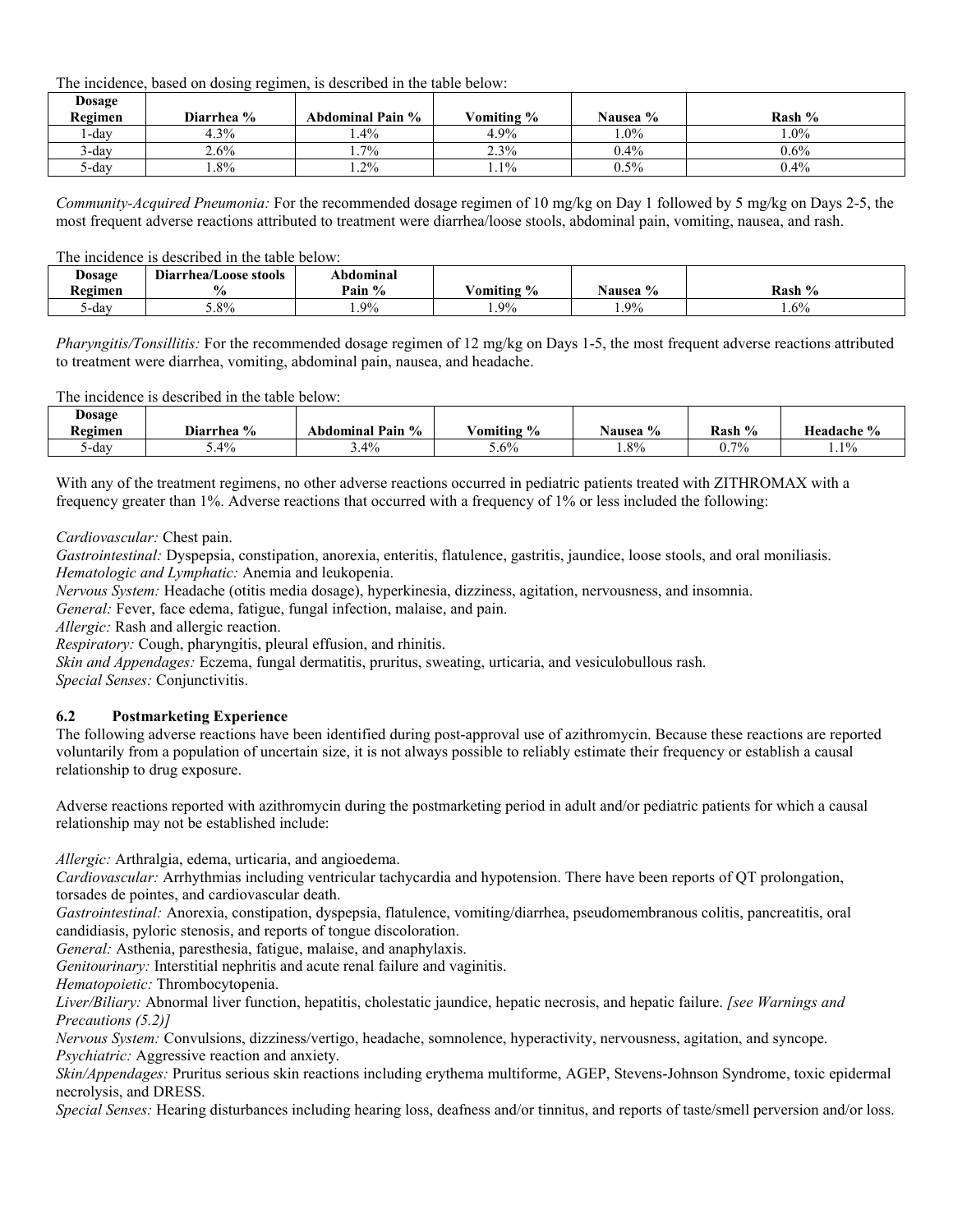The incidence, based on dosing regimen, is described in the table below:

| Dosage Regimen | Diarrhea % | Abdominal Pain % | Vomiting % | Nausea % | Rash % |
|---|---|---|---|---|---|
| 1-day | 4.3% | 1.4% | 4.9% | 1.0% | 1.0% |
| 3-day | 2.6% | 1.7% | 2.3% | 0.4% | 0.6% |
| 5-day | 1.8% | 1.2% | 1.1% | 0.5% | 0.4% |

*Community-Acquired Pneumonia:* For the recommended dosage regimen of 10 mg/kg on Day 1 followed by 5 mg/kg on Days 2-5, the most frequent adverse reactions attributed to treatment were diarrhea/loose stools, abdominal pain, vomiting, nausea, and rash.

The incidence is described in the table below:

| Dosage Regimen | Diarrhea/Loose stools % | Abdominal Pain % | Vomiting % | Nausea % | Rash % |
|---|---|---|---|---|---|
| 5-day | 5.8% | 1.9% | 1.9% | 1.9% | 1.6% |

*Pharyngitis/Tonsillitis:* For the recommended dosage regimen of 12 mg/kg on Days 1-5, the most frequent adverse reactions attributed to treatment were diarrhea, vomiting, abdominal pain, nausea, and headache.

The incidence is described in the table below:

| Dosage Regimen | Diarrhea % | Abdominal Pain % | Vomiting % | Nausea % | Rash % | Headache % |
|---|---|---|---|---|---|---|
| 5-day | 5.4% | 3.4% | 5.6% | 1.8% | 0.7% | 1.1% |

With any of the treatment regimens, no other adverse reactions occurred in pediatric patients treated with ZITHROMAX with a frequency greater than 1%. Adverse reactions that occurred with a frequency of 1% or less included the following:

*Cardiovascular:* Chest pain.
*Gastrointestinal:* Dyspepsia, constipation, anorexia, enteritis, flatulence, gastritis, jaundice, loose stools, and oral moniliasis.
*Hematologic and Lymphatic:* Anemia and leukopenia.
*Nervous System:* Headache (otitis media dosage), hyperkinesia, dizziness, agitation, nervousness, and insomnia.
*General:* Fever, face edema, fatigue, fungal infection, malaise, and pain.
*Allergic:* Rash and allergic reaction.
*Respiratory:* Cough, pharyngitis, pleural effusion, and rhinitis.
*Skin and Appendages:* Eczema, fungal dermatitis, pruritus, sweating, urticaria, and vesiculobullous rash.
*Special Senses:* Conjunctivitis.

### 6.2 Postmarketing Experience

The following adverse reactions have been identified during post-approval use of azithromycin. Because these reactions are reported voluntarily from a population of uncertain size, it is not always possible to reliably estimate their frequency or establish a causal relationship to drug exposure.

Adverse reactions reported with azithromycin during the postmarketing period in adult and/or pediatric patients for which a causal relationship may not be established include:

*Allergic:* Arthralgia, edema, urticaria, and angioedema.
*Cardiovascular:* Arrhythmias including ventricular tachycardia and hypotension. There have been reports of QT prolongation, torsades de pointes, and cardiovascular death.
*Gastrointestinal:* Anorexia, constipation, dyspepsia, flatulence, vomiting/diarrhea, pseudomembranous colitis, pancreatitis, oral candidiasis, pyloric stenosis, and reports of tongue discoloration.
*General:* Asthenia, paresthesia, fatigue, malaise, and anaphylaxis.
*Genitourinary:* Interstitial nephritis and acute renal failure and vaginitis.
*Hematopoietic:* Thrombocytopenia.
*Liver/Biliary:* Abnormal liver function, hepatitis, cholestatic jaundice, hepatic necrosis, and hepatic failure. *[see Warnings and Precautions (5.2)]*
*Nervous System:* Convulsions, dizziness/vertigo, headache, somnolence, hyperactivity, nervousness, agitation, and syncope.
*Psychiatric:* Aggressive reaction and anxiety.
*Skin/Appendages:* Pruritus serious skin reactions including erythema multiforme, AGEP, Stevens-Johnson Syndrome, toxic epidermal necrolysis, and DRESS.
*Special Senses:* Hearing disturbances including hearing loss, deafness and/or tinnitus, and reports of taste/smell perversion and/or loss.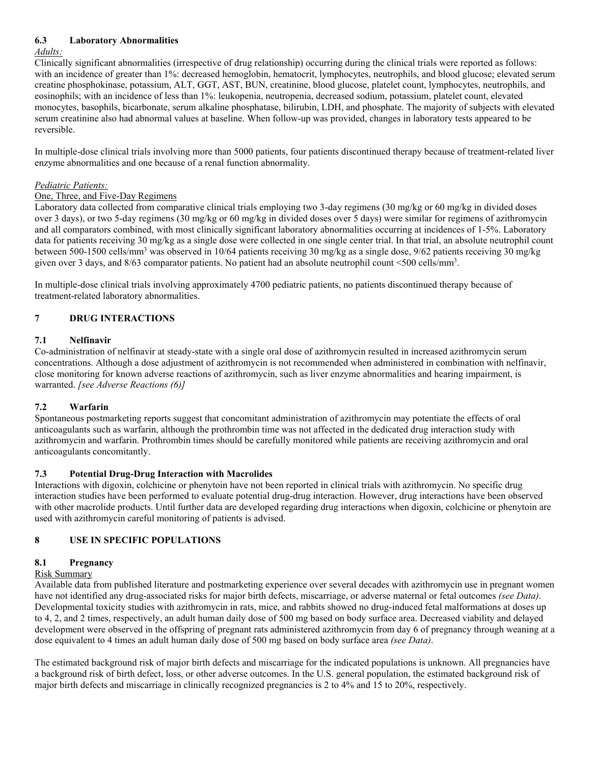### 6.3 Laboratory Abnormalities

*Adults:*

Clinically significant abnormalities (irrespective of drug relationship) occurring during the clinical trials were reported as follows: with an incidence of greater than 1%: decreased hemoglobin, hematocrit, lymphocytes, neutrophils, and blood glucose; elevated serum creatine phosphokinase, potassium, ALT, GGT, AST, BUN, creatinine, blood glucose, platelet count, lymphocytes, neutrophils, and eosinophils; with an incidence of less than 1%: leukopenia, neutropenia, decreased sodium, potassium, platelet count, elevated monocytes, basophils, bicarbonate, serum alkaline phosphatase, bilirubin, LDH, and phosphate. The majority of subjects with elevated serum creatinine also had abnormal values at baseline. When follow-up was provided, changes in laboratory tests appeared to be reversible.

In multiple-dose clinical trials involving more than 5000 patients, four patients discontinued therapy because of treatment-related liver enzyme abnormalities and one because of a renal function abnormality.

*Pediatric Patients:*

One, Three, and Five-Day Regimens

Laboratory data collected from comparative clinical trials employing two 3-day regimens (30 mg/kg or 60 mg/kg in divided doses over 3 days), or two 5-day regimens (30 mg/kg or 60 mg/kg in divided doses over 5 days) were similar for regimens of azithromycin and all comparators combined, with most clinically significant laboratory abnormalities occurring at incidences of 1-5%. Laboratory data for patients receiving 30 mg/kg as a single dose were collected in one single center trial. In that trial, an absolute neutrophil count between 500-1500 cells/mm$^3$ was observed in 10/64 patients receiving 30 mg/kg as a single dose, 9/62 patients receiving 30 mg/kg given over 3 days, and 8/63 comparator patients. No patient had an absolute neutrophil count <500 cells/mm$^3$.

In multiple-dose clinical trials involving approximately 4700 pediatric patients, no patients discontinued therapy because of treatment-related laboratory abnormalities.

## 7 DRUG INTERACTIONS

### 7.1 Nelfinavir

Co-administration of nelfinavir at steady-state with a single oral dose of azithromycin resulted in increased azithromycin serum concentrations. Although a dose adjustment of azithromycin is not recommended when administered in combination with nelfinavir, close monitoring for known adverse reactions of azithromycin, such as liver enzyme abnormalities and hearing impairment, is warranted. *[see Adverse Reactions (6)]*

### 7.2 Warfarin

Spontaneous postmarketing reports suggest that concomitant administration of azithromycin may potentiate the effects of oral anticoagulants such as warfarin, although the prothrombin time was not affected in the dedicated drug interaction study with azithromycin and warfarin. Prothrombin times should be carefully monitored while patients are receiving azithromycin and oral anticoagulants concomitantly.

### 7.3 Potential Drug-Drug Interaction with Macrolides

Interactions with digoxin, colchicine or phenytoin have not been reported in clinical trials with azithromycin. No specific drug interaction studies have been performed to evaluate potential drug-drug interaction. However, drug interactions have been observed with other macrolide products. Until further data are developed regarding drug interactions when digoxin, colchicine or phenytoin are used with azithromycin careful monitoring of patients is advised.

## 8 USE IN SPECIFIC POPULATIONS

### 8.1 Pregnancy

Risk Summary

Available data from published literature and postmarketing experience over several decades with azithromycin use in pregnant women have not identified any drug-associated risks for major birth defects, miscarriage, or adverse maternal or fetal outcomes *(see Data)*. Developmental toxicity studies with azithromycin in rats, mice, and rabbits showed no drug-induced fetal malformations at doses up to 4, 2, and 2 times, respectively, an adult human daily dose of 500 mg based on body surface area. Decreased viability and delayed development were observed in the offspring of pregnant rats administered azithromycin from day 6 of pregnancy through weaning at a dose equivalent to 4 times an adult human daily dose of 500 mg based on body surface area *(see Data)*.

The estimated background risk of major birth defects and miscarriage for the indicated populations is unknown. All pregnancies have a background risk of birth defect, loss, or other adverse outcomes. In the U.S. general population, the estimated background risk of major birth defects and miscarriage in clinically recognized pregnancies is 2 to 4% and 15 to 20%, respectively.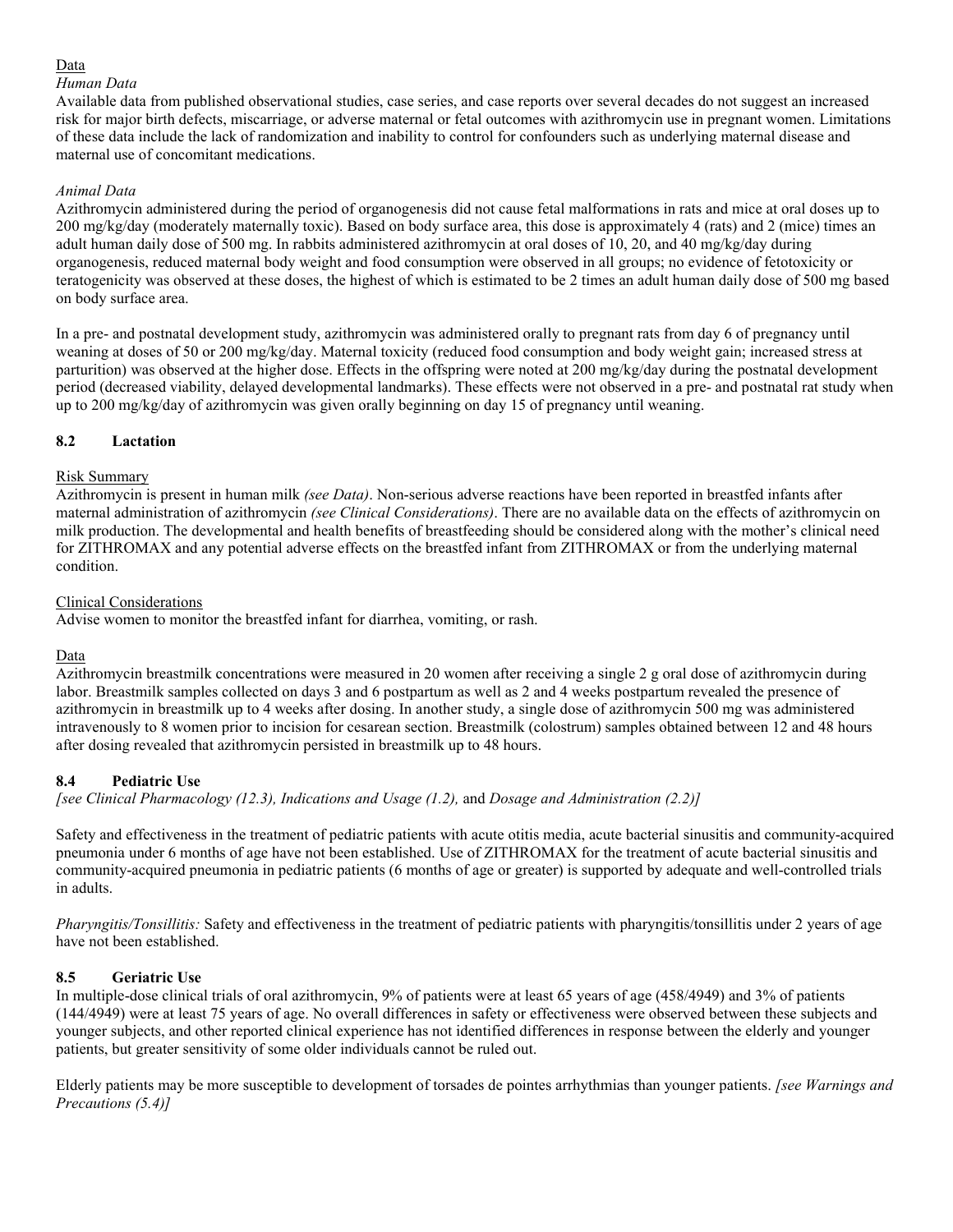Data

*Human Data*

Available data from published observational studies, case series, and case reports over several decades do not suggest an increased risk for major birth defects, miscarriage, or adverse maternal or fetal outcomes with azithromycin use in pregnant women. Limitations of these data include the lack of randomization and inability to control for confounders such as underlying maternal disease and maternal use of concomitant medications.

*Animal Data*

Azithromycin administered during the period of organogenesis did not cause fetal malformations in rats and mice at oral doses up to 200 mg/kg/day (moderately maternally toxic). Based on body surface area, this dose is approximately 4 (rats) and 2 (mice) times an adult human daily dose of 500 mg. In rabbits administered azithromycin at oral doses of 10, 20, and 40 mg/kg/day during organogenesis, reduced maternal body weight and food consumption were observed in all groups; no evidence of fetotoxicity or teratogenicity was observed at these doses, the highest of which is estimated to be 2 times an adult human daily dose of 500 mg based on body surface area.

In a pre- and postnatal development study, azithromycin was administered orally to pregnant rats from day 6 of pregnancy until weaning at doses of 50 or 200 mg/kg/day. Maternal toxicity (reduced food consumption and body weight gain; increased stress at parturition) was observed at the higher dose. Effects in the offspring were noted at 200 mg/kg/day during the postnatal development period (decreased viability, delayed developmental landmarks). These effects were not observed in a pre- and postnatal rat study when up to 200 mg/kg/day of azithromycin was given orally beginning on day 15 of pregnancy until weaning.

### 8.2 Lactation

Risk Summary

Azithromycin is present in human milk *(see Data)*. Non-serious adverse reactions have been reported in breastfed infants after maternal administration of azithromycin *(see Clinical Considerations)*. There are no available data on the effects of azithromycin on milk production. The developmental and health benefits of breastfeeding should be considered along with the mother's clinical need for ZITHROMAX and any potential adverse effects on the breastfed infant from ZITHROMAX or from the underlying maternal condition.

Clinical Considerations

Advise women to monitor the breastfed infant for diarrhea, vomiting, or rash.

Data

Azithromycin breastmilk concentrations were measured in 20 women after receiving a single 2 g oral dose of azithromycin during labor. Breastmilk samples collected on days 3 and 6 postpartum as well as 2 and 4 weeks postpartum revealed the presence of azithromycin in breastmilk up to 4 weeks after dosing. In another study, a single dose of azithromycin 500 mg was administered intravenously to 8 women prior to incision for cesarean section. Breastmilk (colostrum) samples obtained between 12 and 48 hours after dosing revealed that azithromycin persisted in breastmilk up to 48 hours.

### 8.4 Pediatric Use

*[see Clinical Pharmacology (12.3), Indications and Usage (1.2),* and *Dosage and Administration (2.2)]*

Safety and effectiveness in the treatment of pediatric patients with acute otitis media, acute bacterial sinusitis and community-acquired pneumonia under 6 months of age have not been established. Use of ZITHROMAX for the treatment of acute bacterial sinusitis and community-acquired pneumonia in pediatric patients (6 months of age or greater) is supported by adequate and well-controlled trials in adults.

*Pharyngitis/Tonsillitis:* Safety and effectiveness in the treatment of pediatric patients with pharyngitis/tonsillitis under 2 years of age have not been established.

### 8.5 Geriatric Use

In multiple-dose clinical trials of oral azithromycin, 9% of patients were at least 65 years of age (458/4949) and 3% of patients (144/4949) were at least 75 years of age. No overall differences in safety or effectiveness were observed between these subjects and younger subjects, and other reported clinical experience has not identified differences in response between the elderly and younger patients, but greater sensitivity of some older individuals cannot be ruled out.

Elderly patients may be more susceptible to development of torsades de pointes arrhythmias than younger patients. *[see Warnings and Precautions (5.4)]*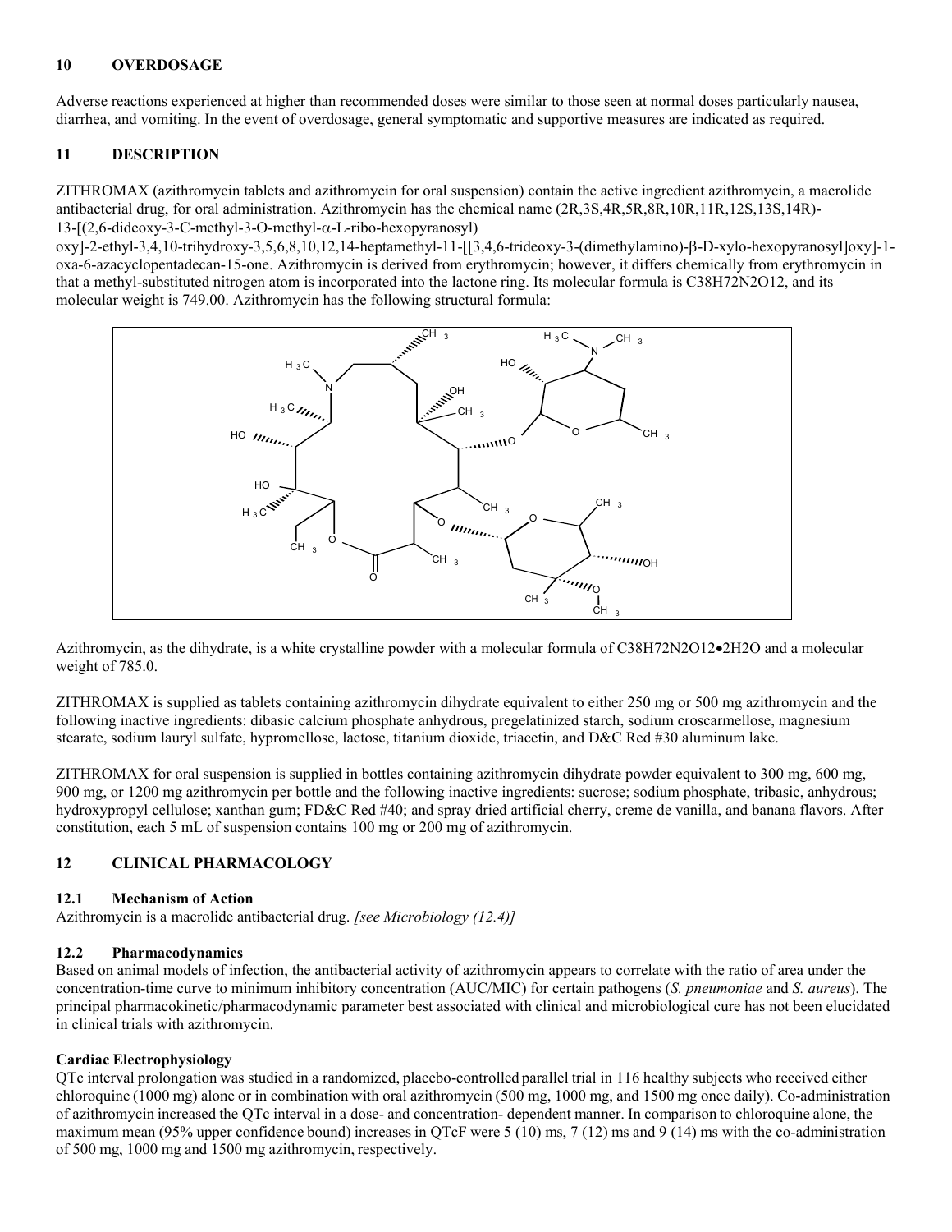## 10 OVERDOSAGE

Adverse reactions experienced at higher than recommended doses were similar to those seen at normal doses particularly nausea, diarrhea, and vomiting. In the event of overdosage, general symptomatic and supportive measures are indicated as required.

## 11 DESCRIPTION

ZITHROMAX (azithromycin tablets and azithromycin for oral suspension) contain the active ingredient azithromycin, a macrolide antibacterial drug, for oral administration. Azithromycin has the chemical name (2R,3S,4R,5R,8R,10R,11R,12S,13S,14R)-13-[(2,6-dideoxy-3-C-methyl-3-O-methyl-α-L-ribo-hexopyranosyl) oxy]-2-ethyl-3,4,10-trihydroxy-3,5,6,8,10,12,14-heptamethyl-11-[[3,4,6-trideoxy-3-(dimethylamino)-β-D-xylo-hexopyranosyl]oxy]-1-oxa-6-azacyclopentadecan-15-one. Azithromycin is derived from erythromycin; however, it differs chemically from erythromycin in that a methyl-substituted nitrogen atom is incorporated into the lactone ring. Its molecular formula is $C_{38}H_{72}N_2O_{12}$, and its molecular weight is 749.00. Azithromycin has the following structural formula:

Azithromycin, as the dihydrate, is a white crystalline powder with a molecular formula of $C_{38}H_{72}N_2O_{12} \bullet 2H_2O$ and a molecular weight of 785.0.

ZITHROMAX is supplied as tablets containing azithromycin dihydrate equivalent to either 250 mg or 500 mg azithromycin and the following inactive ingredients: dibasic calcium phosphate anhydrous, pregelatinized starch, sodium croscarmellose, magnesium stearate, sodium lauryl sulfate, hypromellose, lactose, titanium dioxide, triacetin, and D&C Red #30 aluminum lake.

ZITHROMAX for oral suspension is supplied in bottles containing azithromycin dihydrate powder equivalent to 300 mg, 600 mg, 900 mg, or 1200 mg azithromycin per bottle and the following inactive ingredients: sucrose; sodium phosphate, tribasic, anhydrous; hydroxypropyl cellulose; xanthan gum; FD&C Red #40; and spray dried artificial cherry, creme de vanilla, and banana flavors. After constitution, each 5 mL of suspension contains 100 mg or 200 mg of azithromycin.

## 12 CLINICAL PHARMACOLOGY

### 12.1 Mechanism of Action

Azithromycin is a macrolide antibacterial drug. *[see Microbiology (12.4)]*

### 12.2 Pharmacodynamics

Based on animal models of infection, the antibacterial activity of azithromycin appears to correlate with the ratio of area under the concentration-time curve to minimum inhibitory concentration (AUC/MIC) for certain pathogens (*S. pneumoniae* and *S. aureus*). The principal pharmacokinetic/pharmacodynamic parameter best associated with clinical and microbiological cure has not been elucidated in clinical trials with azithromycin.

**Cardiac Electrophysiology**

QTc interval prolongation was studied in a randomized, placebo-controlled parallel trial in 116 healthy subjects who received either chloroquine (1000 mg) alone or in combination with oral azithromycin (500 mg, 1000 mg, and 1500 mg once daily). Co-administration of azithromycin increased the QTc interval in a dose- and concentration- dependent manner. In comparison to chloroquine alone, the maximum mean (95% upper confidence bound) increases in QTcF were 5 (10) ms, 7 (12) ms and 9 (14) ms with the co-administration of 500 mg, 1000 mg and 1500 mg azithromycin, respectively.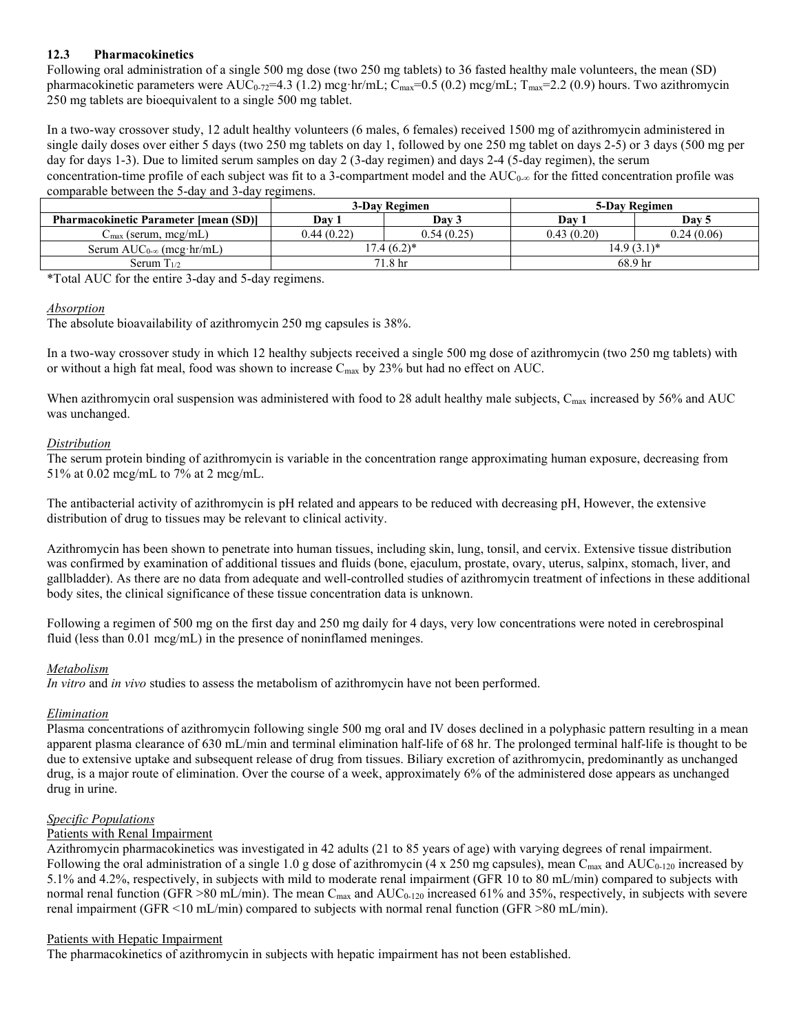### 12.3 Pharmacokinetics

Following oral administration of a single 500 mg dose (two 250 mg tablets) to 36 fasted healthy male volunteers, the mean (SD) pharmacokinetic parameters were $AUC_{0\text{-}72}$=4.3 (1.2) mcg·hr/mL; $C_{max}$=0.5 (0.2) mcg/mL; $T_{max}$=2.2 (0.9) hours. Two azithromycin 250 mg tablets are bioequivalent to a single 500 mg tablet.

In a two-way crossover study, 12 adult healthy volunteers (6 males, 6 females) received 1500 mg of azithromycin administered in single daily doses over either 5 days (two 250 mg tablets on day 1, followed by one 250 mg tablet on days 2-5) or 3 days (500 mg per day for days 1-3). Due to limited serum samples on day 2 (3-day regimen) and days 2-4 (5-day regimen), the serum concentration-time profile of each subject was fit to a 3-compartment model and the $AUC_{0\text{-}\infty}$ for the fitted concentration profile was comparable between the 5-day and 3-day regimens.

| | 3-Day Regimen | | 5-Day Regimen | |
|---|---|---|---|---|
| **Pharmacokinetic Parameter [mean (SD)]** | **Day 1** | **Day 3** | **Day 1** | **Day 5** |
| $C_{max}$ (serum, mcg/mL) | 0.44 (0.22) | 0.54 (0.25) | 0.43 (0.20) | 0.24 (0.06) |
| Serum $AUC_{0\text{-}\infty}$ (mcg·hr/mL) | 17.4 (6.2)* | | 14.9 (3.1)* | |
| Serum $T_{1/2}$ | 71.8 hr | | 68.9 hr | |

*Total AUC for the entire 3-day and 5-day regimens.

*Absorption*

The absolute bioavailability of azithromycin 250 mg capsules is 38%.

In a two-way crossover study in which 12 healthy subjects received a single 500 mg dose of azithromycin (two 250 mg tablets) with or without a high fat meal, food was shown to increase $C_{max}$ by 23% but had no effect on AUC.

When azithromycin oral suspension was administered with food to 28 adult healthy male subjects, $C_{max}$ increased by 56% and AUC was unchanged.

*Distribution*

The serum protein binding of azithromycin is variable in the concentration range approximating human exposure, decreasing from 51% at 0.02 mcg/mL to 7% at 2 mcg/mL.

The antibacterial activity of azithromycin is pH related and appears to be reduced with decreasing pH, However, the extensive distribution of drug to tissues may be relevant to clinical activity.

Azithromycin has been shown to penetrate into human tissues, including skin, lung, tonsil, and cervix. Extensive tissue distribution was confirmed by examination of additional tissues and fluids (bone, ejaculum, prostate, ovary, uterus, salpinx, stomach, liver, and gallbladder). As there are no data from adequate and well-controlled studies of azithromycin treatment of infections in these additional body sites, the clinical significance of these tissue concentration data is unknown.

Following a regimen of 500 mg on the first day and 250 mg daily for 4 days, very low concentrations were noted in cerebrospinal fluid (less than 0.01 mcg/mL) in the presence of noninflamed meninges.

*Metabolism*

*In vitro* and *in vivo* studies to assess the metabolism of azithromycin have not been performed.

*Elimination*

Plasma concentrations of azithromycin following single 500 mg oral and IV doses declined in a polyphasic pattern resulting in a mean apparent plasma clearance of 630 mL/min and terminal elimination half-life of 68 hr. The prolonged terminal half-life is thought to be due to extensive uptake and subsequent release of drug from tissues. Biliary excretion of azithromycin, predominantly as unchanged drug, is a major route of elimination. Over the course of a week, approximately 6% of the administered dose appears as unchanged drug in urine.

*Specific Populations*

Patients with Renal Impairment

Azithromycin pharmacokinetics was investigated in 42 adults (21 to 85 years of age) with varying degrees of renal impairment. Following the oral administration of a single 1.0 g dose of azithromycin (4 x 250 mg capsules), mean $C_{max}$ and $AUC_{0\text{-}120}$ increased by 5.1% and 4.2%, respectively, in subjects with mild to moderate renal impairment (GFR 10 to 80 mL/min) compared to subjects with normal renal function (GFR >80 mL/min). The mean $C_{max}$ and $AUC_{0\text{-}120}$ increased 61% and 35%, respectively, in subjects with severe renal impairment (GFR <10 mL/min) compared to subjects with normal renal function (GFR >80 mL/min).

Patients with Hepatic Impairment

The pharmacokinetics of azithromycin in subjects with hepatic impairment has not been established.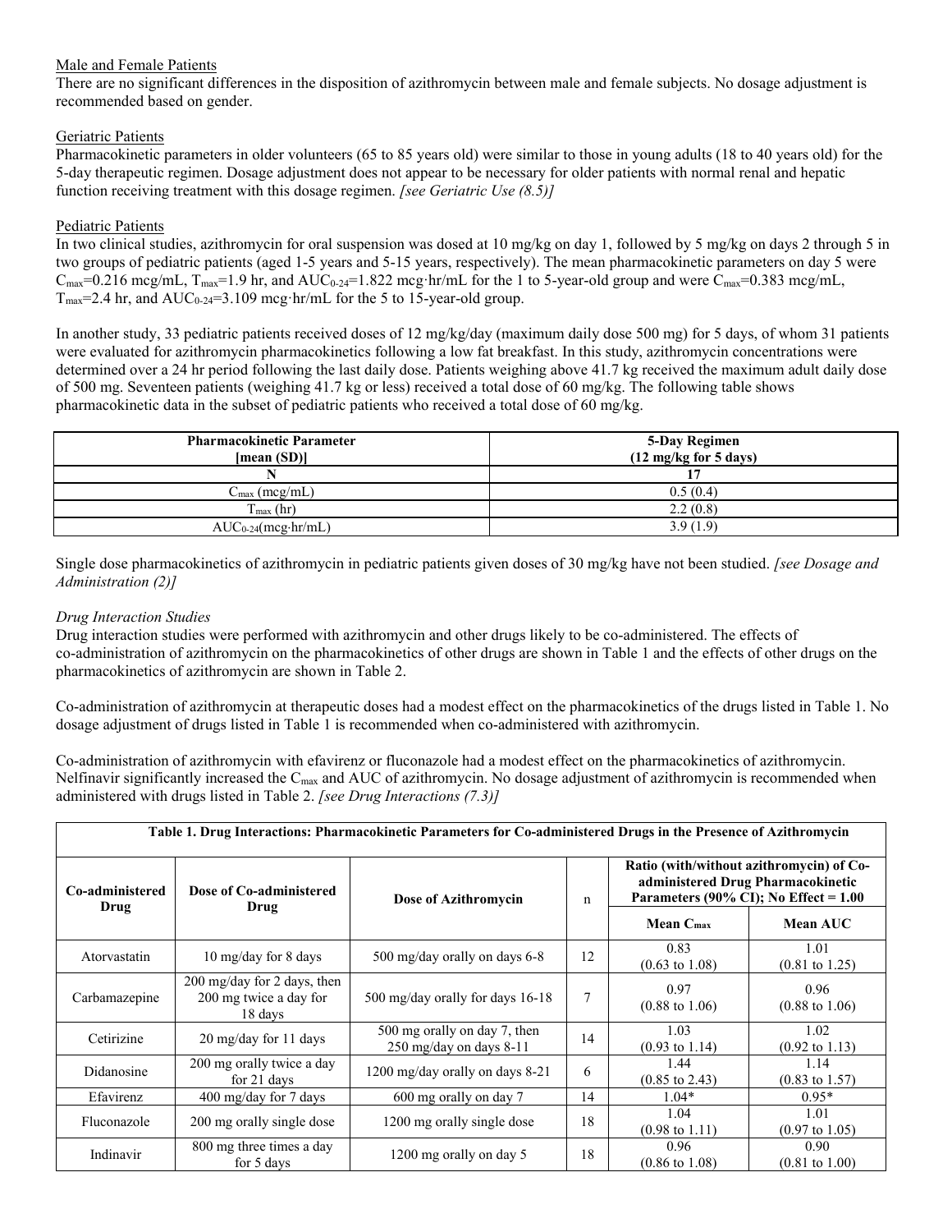Male and Female Patients

There are no significant differences in the disposition of azithromycin between male and female subjects. No dosage adjustment is recommended based on gender.

Geriatric Patients

Pharmacokinetic parameters in older volunteers (65 to 85 years old) were similar to those in young adults (18 to 40 years old) for the 5-day therapeutic regimen. Dosage adjustment does not appear to be necessary for older patients with normal renal and hepatic function receiving treatment with this dosage regimen. *[see Geriatric Use (8.5)]*

Pediatric Patients

In two clinical studies, azithromycin for oral suspension was dosed at 10 mg/kg on day 1, followed by 5 mg/kg on days 2 through 5 in two groups of pediatric patients (aged 1-5 years and 5-15 years, respectively). The mean pharmacokinetic parameters on day 5 were $C_{max}$=0.216 mcg/mL, $T_{max}$=1.9 hr, and $AUC_{0-24}$=1.822 mcg·hr/mL for the 1 to 5-year-old group and were $C_{max}$=0.383 mcg/mL, $T_{max}$=2.4 hr, and $AUC_{0-24}$=3.109 mcg·hr/mL for the 5 to 15-year-old group.

In another study, 33 pediatric patients received doses of 12 mg/kg/day (maximum daily dose 500 mg) for 5 days, of whom 31 patients were evaluated for azithromycin pharmacokinetics following a low fat breakfast. In this study, azithromycin concentrations were determined over a 24 hr period following the last daily dose. Patients weighing above 41.7 kg received the maximum adult daily dose of 500 mg. Seventeen patients (weighing 41.7 kg or less) received a total dose of 60 mg/kg. The following table shows pharmacokinetic data in the subset of pediatric patients who received a total dose of 60 mg/kg.

| Pharmacokinetic Parameter [mean (SD)] | 5-Day Regimen (12 mg/kg for 5 days) |
|---|---|
| N | 17 |
| $C_{max}$ (mcg/mL) | 0.5 (0.4) |
| $T_{max}$ (hr) | 2.2 (0.8) |
| $AUC_{0-24}$(mcg·hr/mL) | 3.9 (1.9) |

Single dose pharmacokinetics of azithromycin in pediatric patients given doses of 30 mg/kg have not been studied. *[see Dosage and Administration (2)]*

*Drug Interaction Studies*

Drug interaction studies were performed with azithromycin and other drugs likely to be co-administered. The effects of co-administration of azithromycin on the pharmacokinetics of other drugs are shown in Table 1 and the effects of other drugs on the pharmacokinetics of azithromycin are shown in Table 2.

Co-administration of azithromycin at therapeutic doses had a modest effect on the pharmacokinetics of the drugs listed in Table 1. No dosage adjustment of drugs listed in Table 1 is recommended when co-administered with azithromycin.

Co-administration of azithromycin with efavirenz or fluconazole had a modest effect on the pharmacokinetics of azithromycin. Nelfinavir significantly increased the $C_{max}$ and AUC of azithromycin. No dosage adjustment of azithromycin is recommended when administered with drugs listed in Table 2. *[see Drug Interactions (7.3)]*

**Table 1. Drug Interactions: Pharmacokinetic Parameters for Co-administered Drugs in the Presence of Azithromycin**

| Co-administered Drug | Dose of Co-administered Drug | Dose of Azithromycin | n | Ratio (with/without azithromycin) of Co-administered Drug Pharmacokinetic Parameters (90% CI); No Effect = 1.00 | |
|---|---|---|---|---|---|
| | | | | Mean $C_{max}$ | Mean AUC |
| Atorvastatin | 10 mg/day for 8 days | 500 mg/day orally on days 6-8 | 12 | 0.83 (0.63 to 1.08) | 1.01 (0.81 to 1.25) |
| Carbamazepine | 200 mg/day for 2 days, then 200 mg twice a day for 18 days | 500 mg/day orally for days 16-18 | 7 | 0.97 (0.88 to 1.06) | 0.96 (0.88 to 1.06) |
| Cetirizine | 20 mg/day for 11 days | 500 mg orally on day 7, then 250 mg/day on days 8-11 | 14 | 1.03 (0.93 to 1.14) | 1.02 (0.92 to 1.13) |
| Didanosine | 200 mg orally twice a day for 21 days | 1200 mg/day orally on days 8-21 | 6 | 1.44 (0.85 to 2.43) | 1.14 (0.83 to 1.57) |
| Efavirenz | 400 mg/day for 7 days | 600 mg orally on day 7 | 14 | 1.04* | 0.95* |
| Fluconazole | 200 mg orally single dose | 1200 mg orally single dose | 18 | 1.04 (0.98 to 1.11) | 1.01 (0.97 to 1.05) |
| Indinavir | 800 mg three times a day for 5 days | 1200 mg orally on day 5 | 18 | 0.96 (0.86 to 1.08) | 0.90 (0.81 to 1.00) |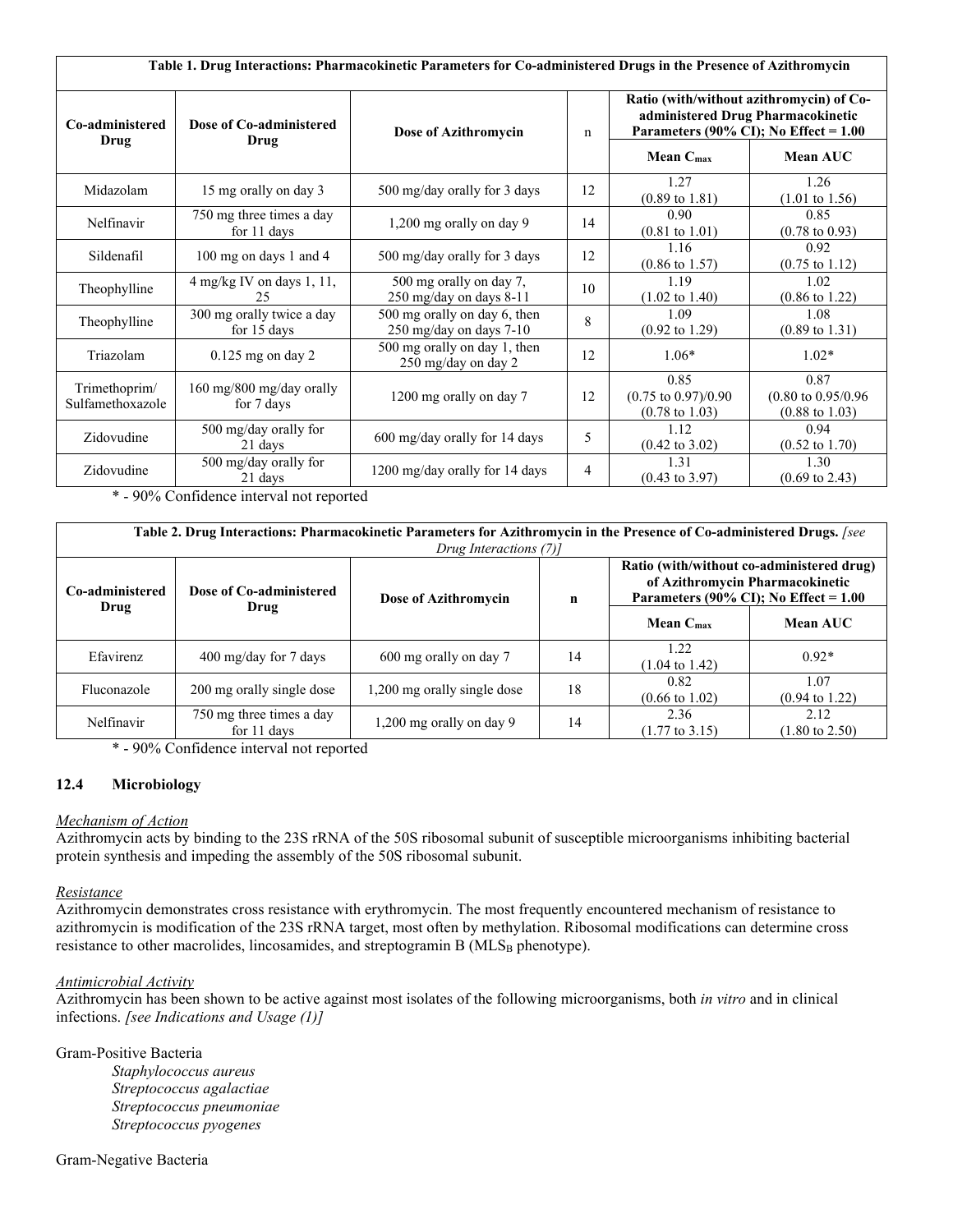| Table 1. Drug Interactions: Pharmacokinetic Parameters for Co-administered Drugs in the Presence of Azithromycin | | | | | |
|---|---|---|---|---|---|
| **Co-administered Drug** | **Dose of Co-administered Drug** | **Dose of Azithromycin** | **n** | **Ratio (with/without azithromycin) of Co-administered Drug Pharmacokinetic Parameters (90% CI); No Effect = 1.00** | |
| | | | | **Mean $C_{max}$** | **Mean AUC** |
| Midazolam | 15 mg orally on day 3 | 500 mg/day orally for 3 days | 12 | 1.27 (0.89 to 1.81) | 1.26 (1.01 to 1.56) |
| Nelfinavir | 750 mg three times a day for 11 days | 1,200 mg orally on day 9 | 14 | 0.90 (0.81 to 1.01) | 0.85 (0.78 to 0.93) |
| Sildenafil | 100 mg on days 1 and 4 | 500 mg/day orally for 3 days | 12 | 1.16 (0.86 to 1.57) | 0.92 (0.75 to 1.12) |
| Theophylline | 4 mg/kg IV on days 1, 11, 25 | 500 mg orally on day 7, 250 mg/day on days 8-11 | 10 | 1.19 (1.02 to 1.40) | 1.02 (0.86 to 1.22) |
| Theophylline | 300 mg orally twice a day for 15 days | 500 mg orally on day 6, then 250 mg/day on days 7-10 | 8 | 1.09 (0.92 to 1.29) | 1.08 (0.89 to 1.31) |
| Triazolam | 0.125 mg on day 2 | 500 mg orally on day 1, then 250 mg/day on day 2 | 12 | 1.06* | 1.02* |
| Trimethoprim/ Sulfamethoxazole | 160 mg/800 mg/day orally for 7 days | 1200 mg orally on day 7 | 12 | 0.85 (0.75 to 0.97)/0.90 (0.78 to 1.03) | 0.87 (0.80 to 0.95/0.96 (0.88 to 1.03) |
| Zidovudine | 500 mg/day orally for 21 days | 600 mg/day orally for 14 days | 5 | 1.12 (0.42 to 3.02) | 0.94 (0.52 to 1.70) |
| Zidovudine | 500 mg/day orally for 21 days | 1200 mg/day orally for 14 days | 4 | 1.31 (0.43 to 3.97) | 1.30 (0.69 to 2.43) |

\* - 90% Confidence interval not reported

| Table 2. Drug Interactions: Pharmacokinetic Parameters for Azithromycin in the Presence of Co-administered Drugs. *[see Drug Interactions (7)]* | | | | | |
|---|---|---|---|---|---|
| **Co-administered Drug** | **Dose of Co-administered Drug** | **Dose of Azithromycin** | **n** | **Ratio (with/without co-administered drug) of Azithromycin Pharmacokinetic Parameters (90% CI); No Effect = 1.00** | |
| | | | | **Mean $C_{max}$** | **Mean AUC** |
| Efavirenz | 400 mg/day for 7 days | 600 mg orally on day 7 | 14 | 1.22 (1.04 to 1.42) | 0.92* |
| Fluconazole | 200 mg orally single dose | 1,200 mg orally single dose | 18 | 0.82 (0.66 to 1.02) | 1.07 (0.94 to 1.22) |
| Nelfinavir | 750 mg three times a day for 11 days | 1,200 mg orally on day 9 | 14 | 2.36 (1.77 to 3.15) | 2.12 (1.80 to 2.50) |

\* - 90% Confidence interval not reported

### 12.4 Microbiology

*Mechanism of Action*

Azithromycin acts by binding to the 23S rRNA of the 50S ribosomal subunit of susceptible microorganisms inhibiting bacterial protein synthesis and impeding the assembly of the 50S ribosomal subunit.

*Resistance*

Azithromycin demonstrates cross resistance with erythromycin. The most frequently encountered mechanism of resistance to azithromycin is modification of the 23S rRNA target, most often by methylation. Ribosomal modifications can determine cross resistance to other macrolides, lincosamides, and streptogramin B ($MLS_B$ phenotype).

*Antimicrobial Activity*

Azithromycin has been shown to be active against most isolates of the following microorganisms, both *in vitro* and in clinical infections. *[see Indications and Usage (1)]*

Gram-Positive Bacteria

- *Staphylococcus aureus*
- *Streptococcus agalactiae*
- *Streptococcus pneumoniae*
- *Streptococcus pyogenes*

Gram-Negative Bacteria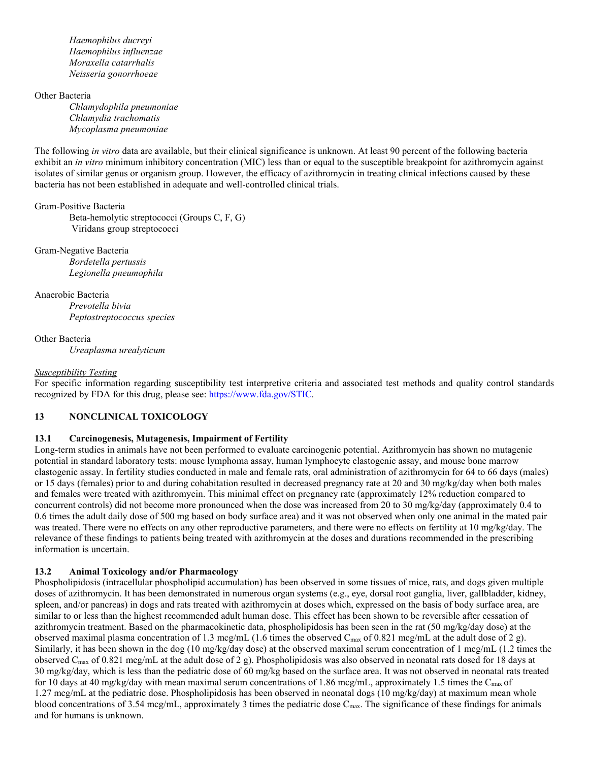*Haemophilus ducreyi*
*Haemophilus influenzae*
*Moraxella catarrhalis*
*Neisseria gonorrhoeae*

Other Bacteria
*Chlamydophila pneumoniae*
*Chlamydia trachomatis*
*Mycoplasma pneumoniae*

The following *in vitro* data are available, but their clinical significance is unknown. At least 90 percent of the following bacteria exhibit an *in vitro* minimum inhibitory concentration (MIC) less than or equal to the susceptible breakpoint for azithromycin against isolates of similar genus or organism group. However, the efficacy of azithromycin in treating clinical infections caused by these bacteria has not been established in adequate and well-controlled clinical trials.

Gram-Positive Bacteria
Beta-hemolytic streptococci (Groups C, F, G)
Viridans group streptococci

Gram-Negative Bacteria
*Bordetella pertussis*
*Legionella pneumophila*

Anaerobic Bacteria
*Prevotella bivia*
*Peptostreptococcus species*

Other Bacteria
*Ureaplasma urealyticum*

*Susceptibility Testing*
For specific information regarding susceptibility test interpretive criteria and associated test methods and quality control standards recognized by FDA for this drug, please see: https://www.fda.gov/STIC.

## 13 NONCLINICAL TOXICOLOGY

### 13.1 Carcinogenesis, Mutagenesis, Impairment of Fertility

Long-term studies in animals have not been performed to evaluate carcinogenic potential. Azithromycin has shown no mutagenic potential in standard laboratory tests: mouse lymphoma assay, human lymphocyte clastogenic assay, and mouse bone marrow clastogenic assay. In fertility studies conducted in male and female rats, oral administration of azithromycin for 64 to 66 days (males) or 15 days (females) prior to and during cohabitation resulted in decreased pregnancy rate at 20 and 30 mg/kg/day when both males and females were treated with azithromycin. This minimal effect on pregnancy rate (approximately 12% reduction compared to concurrent controls) did not become more pronounced when the dose was increased from 20 to 30 mg/kg/day (approximately 0.4 to 0.6 times the adult daily dose of 500 mg based on body surface area) and it was not observed when only one animal in the mated pair was treated. There were no effects on any other reproductive parameters, and there were no effects on fertility at 10 mg/kg/day. The relevance of these findings to patients being treated with azithromycin at the doses and durations recommended in the prescribing information is uncertain.

### 13.2 Animal Toxicology and/or Pharmacology

Phospholipidosis (intracellular phospholipid accumulation) has been observed in some tissues of mice, rats, and dogs given multiple doses of azithromycin. It has been demonstrated in numerous organ systems (e.g., eye, dorsal root ganglia, liver, gallbladder, kidney, spleen, and/or pancreas) in dogs and rats treated with azithromycin at doses which, expressed on the basis of body surface area, are similar to or less than the highest recommended adult human dose. This effect has been shown to be reversible after cessation of azithromycin treatment. Based on the pharmacokinetic data, phospholipidosis has been seen in the rat (50 mg/kg/day dose) at the observed maximal plasma concentration of 1.3 mcg/mL (1.6 times the observed $C_{max}$ of 0.821 mcg/mL at the adult dose of 2 g). Similarly, it has been shown in the dog (10 mg/kg/day dose) at the observed maximal serum concentration of 1 mcg/mL (1.2 times the observed $C_{max}$ of 0.821 mcg/mL at the adult dose of 2 g). Phospholipidosis was also observed in neonatal rats dosed for 18 days at 30 mg/kg/day, which is less than the pediatric dose of 60 mg/kg based on the surface area. It was not observed in neonatal rats treated for 10 days at 40 mg/kg/day with mean maximal serum concentrations of 1.86 mcg/mL, approximately 1.5 times the $C_{max}$ of 1.27 mcg/mL at the pediatric dose. Phospholipidosis has been observed in neonatal dogs (10 mg/kg/day) at maximum mean whole blood concentrations of 3.54 mcg/mL, approximately 3 times the pediatric dose $C_{max}$. The significance of these findings for animals and for humans is unknown.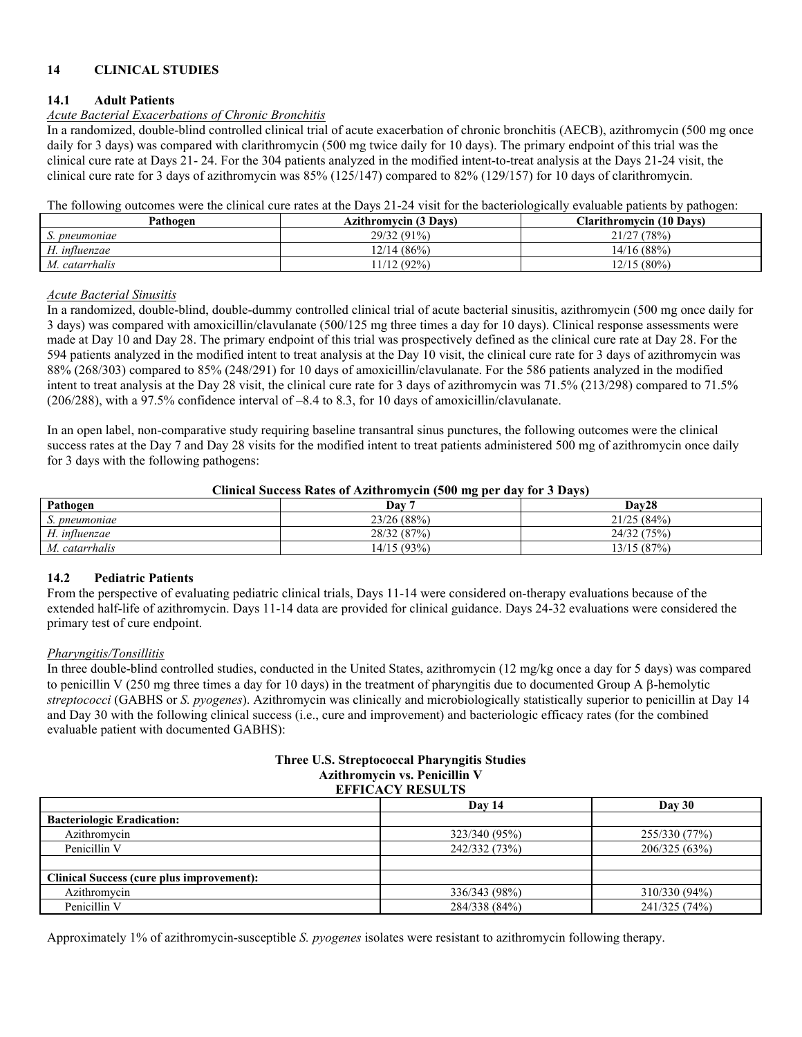## 14 CLINICAL STUDIES

### 14.1 Adult Patients

*Acute Bacterial Exacerbations of Chronic Bronchitis*

In a randomized, double-blind controlled clinical trial of acute exacerbation of chronic bronchitis (AECB), azithromycin (500 mg once daily for 3 days) was compared with clarithromycin (500 mg twice daily for 10 days). The primary endpoint of this trial was the clinical cure rate at Days 21- 24. For the 304 patients analyzed in the modified intent-to-treat analysis at the Days 21-24 visit, the clinical cure rate for 3 days of azithromycin was 85% (125/147) compared to 82% (129/157) for 10 days of clarithromycin.

The following outcomes were the clinical cure rates at the Days 21-24 visit for the bacteriologically evaluable patients by pathogen:

| Pathogen | Azithromycin (3 Days) | Clarithromycin (10 Days) |
|---|---|---|
| *S. pneumoniae* | 29/32 (91%) | 21/27 (78%) |
| *H. influenzae* | 12/14 (86%) | 14/16 (88%) |
| *M. catarrhalis* | 11/12 (92%) | 12/15 (80%) |

*Acute Bacterial Sinusitis*

In a randomized, double-blind, double-dummy controlled clinical trial of acute bacterial sinusitis, azithromycin (500 mg once daily for 3 days) was compared with amoxicillin/clavulanate (500/125 mg three times a day for 10 days). Clinical response assessments were made at Day 10 and Day 28. The primary endpoint of this trial was prospectively defined as the clinical cure rate at Day 28. For the 594 patients analyzed in the modified intent to treat analysis at the Day 10 visit, the clinical cure rate for 3 days of azithromycin was 88% (268/303) compared to 85% (248/291) for 10 days of amoxicillin/clavulanate. For the 586 patients analyzed in the modified intent to treat analysis at the Day 28 visit, the clinical cure rate for 3 days of azithromycin was 71.5% (213/298) compared to 71.5% (206/288), with a 97.5% confidence interval of –8.4 to 8.3, for 10 days of amoxicillin/clavulanate.

In an open label, non-comparative study requiring baseline transantral sinus punctures, the following outcomes were the clinical success rates at the Day 7 and Day 28 visits for the modified intent to treat patients administered 500 mg of azithromycin once daily for 3 days with the following pathogens:

**Clinical Success Rates of Azithromycin (500 mg per day for 3 Days)**

| Pathogen | Day 7 | Day28 |
|---|---|---|
| *S. pneumoniae* | 23/26 (88%) | 21/25 (84%) |
| *H. influenzae* | 28/32 (87%) | 24/32 (75%) |
| *M. catarrhalis* | 14/15 (93%) | 13/15 (87%) |

### 14.2 Pediatric Patients

From the perspective of evaluating pediatric clinical trials, Days 11-14 were considered on-therapy evaluations because of the extended half-life of azithromycin. Days 11-14 data are provided for clinical guidance. Days 24-32 evaluations were considered the primary test of cure endpoint.

*Pharyngitis/Tonsillitis*

In three double-blind controlled studies, conducted in the United States, azithromycin (12 mg/kg once a day for 5 days) was compared to penicillin V (250 mg three times a day for 10 days) in the treatment of pharyngitis due to documented Group A β-hemolytic *streptococci* (GABHS or *S. pyogenes*). Azithromycin was clinically and microbiologically statistically superior to penicillin at Day 14 and Day 30 with the following clinical success (i.e., cure and improvement) and bacteriologic efficacy rates (for the combined evaluable patient with documented GABHS):

**Three U.S. Streptococcal Pharyngitis Studies**
**Azithromycin vs. Penicillin V**
**EFFICACY RESULTS**

| | Day 14 | Day 30 |
|---|---|---|
| **Bacteriologic Eradication:** | | |
| Azithromycin | 323/340 (95%) | 255/330 (77%) |
| Penicillin V | 242/332 (73%) | 206/325 (63%) |
| | | |
| **Clinical Success (cure plus improvement):** | | |
| Azithromycin | 336/343 (98%) | 310/330 (94%) |
| Penicillin V | 284/338 (84%) | 241/325 (74%) |

Approximately 1% of azithromycin-susceptible *S. pyogenes* isolates were resistant to azithromycin following therapy.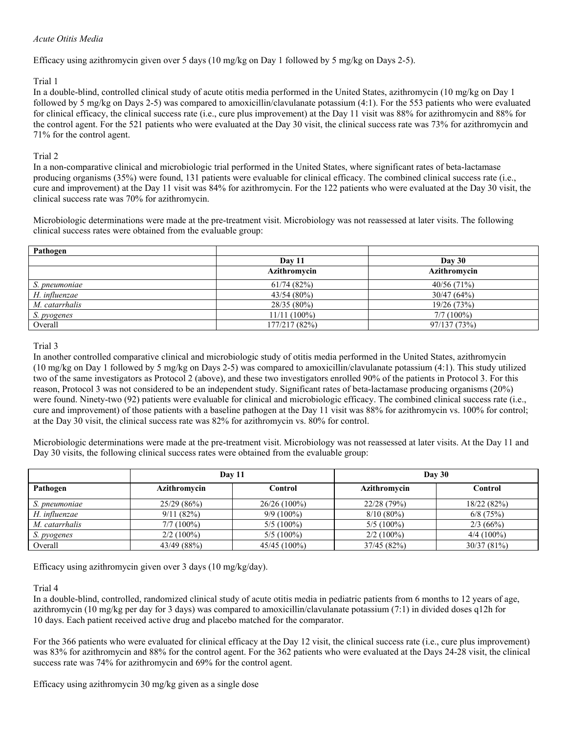*Acute Otitis Media*

Efficacy using azithromycin given over 5 days (10 mg/kg on Day 1 followed by 5 mg/kg on Days 2-5).

Trial 1

In a double-blind, controlled clinical study of acute otitis media performed in the United States, azithromycin (10 mg/kg on Day 1 followed by 5 mg/kg on Days 2-5) was compared to amoxicillin/clavulanate potassium (4:1). For the 553 patients who were evaluated for clinical efficacy, the clinical success rate (i.e., cure plus improvement) at the Day 11 visit was 88% for azithromycin and 88% for the control agent. For the 521 patients who were evaluated at the Day 30 visit, the clinical success rate was 73% for azithromycin and 71% for the control agent.

Trial 2

In a non-comparative clinical and microbiologic trial performed in the United States, where significant rates of beta-lactamase producing organisms (35%) were found, 131 patients were evaluable for clinical efficacy. The combined clinical success rate (i.e., cure and improvement) at the Day 11 visit was 84% for azithromycin. For the 122 patients who were evaluated at the Day 30 visit, the clinical success rate was 70% for azithromycin.

Microbiologic determinations were made at the pre-treatment visit. Microbiology was not reassessed at later visits. The following clinical success rates were obtained from the evaluable group:

| **Pathogen** | | |
|---|---|---|
| | **Day 11** | **Day 30** |
| | **Azithromycin** | **Azithromycin** |
| *S. pneumoniae* | 61/74 (82%) | 40/56 (71%) |
| *H. influenzae* | 43/54 (80%) | 30/47 (64%) |
| *M. catarrhalis* | 28/35 (80%) | 19/26 (73%) |
| *S. pyogenes* | 11/11 (100%) | 7/7 (100%) |
| Overall | 177/217 (82%) | 97/137 (73%) |

Trial 3

In another controlled comparative clinical and microbiologic study of otitis media performed in the United States, azithromycin (10 mg/kg on Day 1 followed by 5 mg/kg on Days 2-5) was compared to amoxicillin/clavulanate potassium (4:1). This study utilized two of the same investigators as Protocol 2 (above), and these two investigators enrolled 90% of the patients in Protocol 3. For this reason, Protocol 3 was not considered to be an independent study. Significant rates of beta-lactamase producing organisms (20%) were found. Ninety-two (92) patients were evaluable for clinical and microbiologic efficacy. The combined clinical success rate (i.e., cure and improvement) of those patients with a baseline pathogen at the Day 11 visit was 88% for azithromycin vs. 100% for control; at the Day 30 visit, the clinical success rate was 82% for azithromycin vs. 80% for control.

Microbiologic determinations were made at the pre-treatment visit. Microbiology was not reassessed at later visits. At the Day 11 and Day 30 visits, the following clinical success rates were obtained from the evaluable group:

| | **Day 11** | | **Day 30** | |
|---|---|---|---|---|
| **Pathogen** | **Azithromycin** | **Control** | **Azithromycin** | **Control** |
| *S. pneumoniae* | 25/29 (86%) | 26/26 (100%) | 22/28 (79%) | 18/22 (82%) |
| *H. influenzae* | 9/11 (82%) | 9/9 (100%) | 8/10 (80%) | 6/8 (75%) |
| *M. catarrhalis* | 7/7 (100%) | 5/5 (100%) | 5/5 (100%) | 2/3 (66%) |
| *S. pyogenes* | 2/2 (100%) | 5/5 (100%) | 2/2 (100%) | 4/4 (100%) |
| Overall | 43/49 (88%) | 45/45 (100%) | 37/45 (82%) | 30/37 (81%) |

Efficacy using azithromycin given over 3 days (10 mg/kg/day).

Trial 4

In a double-blind, controlled, randomized clinical study of acute otitis media in pediatric patients from 6 months to 12 years of age, azithromycin (10 mg/kg per day for 3 days) was compared to amoxicillin/clavulanate potassium (7:1) in divided doses q12h for 10 days. Each patient received active drug and placebo matched for the comparator.

For the 366 patients who were evaluated for clinical efficacy at the Day 12 visit, the clinical success rate (i.e., cure plus improvement) was 83% for azithromycin and 88% for the control agent. For the 362 patients who were evaluated at the Days 24-28 visit, the clinical success rate was 74% for azithromycin and 69% for the control agent.

Efficacy using azithromycin 30 mg/kg given as a single dose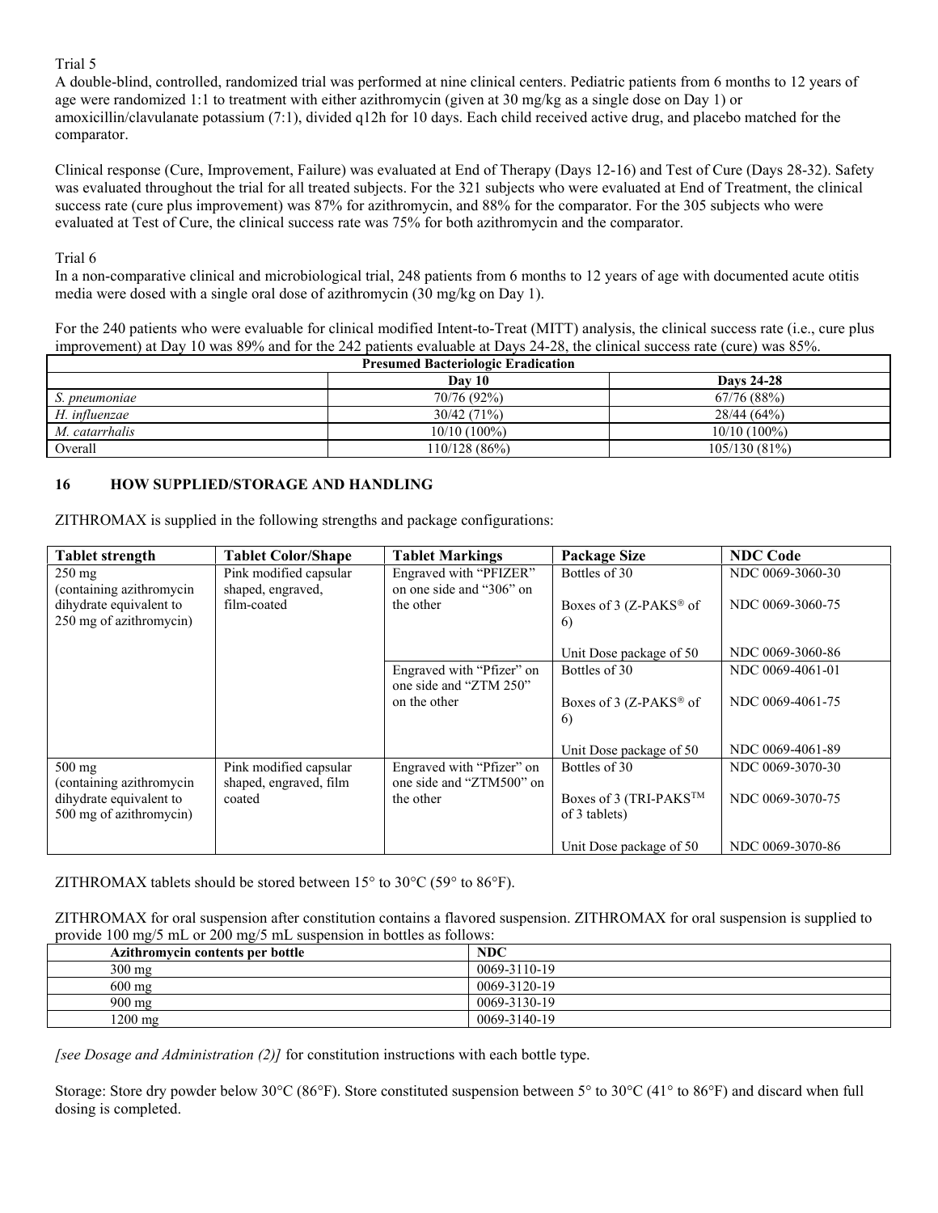Trial 5

A double-blind, controlled, randomized trial was performed at nine clinical centers. Pediatric patients from 6 months to 12 years of age were randomized 1:1 to treatment with either azithromycin (given at 30 mg/kg as a single dose on Day 1) or amoxicillin/clavulanate potassium (7:1), divided q12h for 10 days. Each child received active drug, and placebo matched for the comparator.

Clinical response (Cure, Improvement, Failure) was evaluated at End of Therapy (Days 12-16) and Test of Cure (Days 28-32). Safety was evaluated throughout the trial for all treated subjects. For the 321 subjects who were evaluated at End of Treatment, the clinical success rate (cure plus improvement) was 87% for azithromycin, and 88% for the comparator. For the 305 subjects who were evaluated at Test of Cure, the clinical success rate was 75% for both azithromycin and the comparator.

Trial 6

In a non-comparative clinical and microbiological trial, 248 patients from 6 months to 12 years of age with documented acute otitis media were dosed with a single oral dose of azithromycin (30 mg/kg on Day 1).

For the 240 patients who were evaluable for clinical modified Intent-to-Treat (MITT) analysis, the clinical success rate (i.e., cure plus improvement) at Day 10 was 89% and for the 242 patients evaluable at Days 24-28, the clinical success rate (cure) was 85%.

| Presumed Bacteriologic Eradication | | |
|---|---|---|
| | **Day 10** | **Days 24-28** |
| *S. pneumoniae* | 70/76 (92%) | 67/76 (88%) |
| *H. influenzae* | 30/42 (71%) | 28/44 (64%) |
| *M. catarrhalis* | 10/10 (100%) | 10/10 (100%) |
| Overall | 110/128 (86%) | 105/130 (81%) |

## 16 HOW SUPPLIED/STORAGE AND HANDLING

ZITHROMAX is supplied in the following strengths and package configurations:

| Tablet strength | Tablet Color/Shape | Tablet Markings | Package Size | NDC Code |
|---|---|---|---|---|
| 250 mg (containing azithromycin dihydrate equivalent to 250 mg of azithromycin) | Pink modified capsular shaped, engraved, film-coated | Engraved with "PFIZER" on one side and "306" on the other | Bottles of 30 | NDC 0069-3060-30 |
| | | | Boxes of 3 (Z-PAKS® of 6) | NDC 0069-3060-75 |
| | | | Unit Dose package of 50 | NDC 0069-3060-86 |
| | | Engraved with "Pfizer" on one side and "ZTM 250" on the other | Bottles of 30 | NDC 0069-4061-01 |
| | | | Boxes of 3 (Z-PAKS® of 6) | NDC 0069-4061-75 |
| | | | Unit Dose package of 50 | NDC 0069-4061-89 |
| 500 mg (containing azithromycin dihydrate equivalent to 500 mg of azithromycin) | Pink modified capsular shaped, engraved, film coated | Engraved with "Pfizer" on one side and "ZTM500" on the other | Bottles of 30 | NDC 0069-3070-30 |
| | | | Boxes of 3 (TRI-PAKS™ of 3 tablets) | NDC 0069-3070-75 |
| | | | Unit Dose package of 50 | NDC 0069-3070-86 |

ZITHROMAX tablets should be stored between 15° to 30°C (59° to 86°F).

ZITHROMAX for oral suspension after constitution contains a flavored suspension. ZITHROMAX for oral suspension is supplied to provide 100 mg/5 mL or 200 mg/5 mL suspension in bottles as follows:

| Azithromycin contents per bottle | NDC |
|---|---|
| 300 mg | 0069-3110-19 |
| 600 mg | 0069-3120-19 |
| 900 mg | 0069-3130-19 |
| 1200 mg | 0069-3140-19 |

*[see Dosage and Administration (2)]* for constitution instructions with each bottle type.

Storage: Store dry powder below 30°C (86°F). Store constituted suspension between 5° to 30°C (41° to 86°F) and discard when full dosing is completed.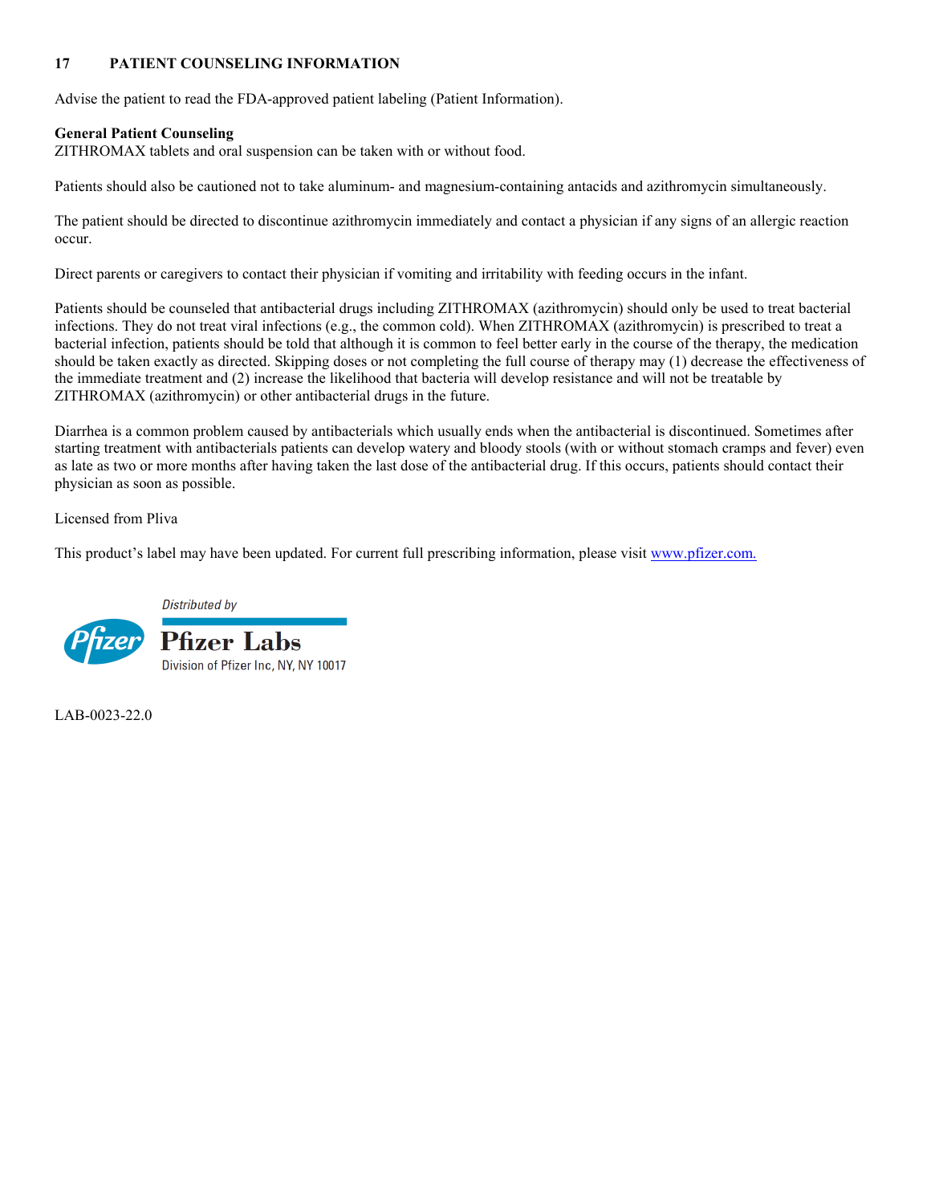## 17 PATIENT COUNSELING INFORMATION

Advise the patient to read the FDA-approved patient labeling (Patient Information).

**General Patient Counseling**
ZITHROMAX tablets and oral suspension can be taken with or without food.

Patients should also be cautioned not to take aluminum- and magnesium-containing antacids and azithromycin simultaneously.

The patient should be directed to discontinue azithromycin immediately and contact a physician if any signs of an allergic reaction occur.

Direct parents or caregivers to contact their physician if vomiting and irritability with feeding occurs in the infant.

Patients should be counseled that antibacterial drugs including ZITHROMAX (azithromycin) should only be used to treat bacterial infections. They do not treat viral infections (e.g., the common cold). When ZITHROMAX (azithromycin) is prescribed to treat a bacterial infection, patients should be told that although it is common to feel better early in the course of the therapy, the medication should be taken exactly as directed. Skipping doses or not completing the full course of therapy may (1) decrease the effectiveness of the immediate treatment and (2) increase the likelihood that bacteria will develop resistance and will not be treatable by ZITHROMAX (azithromycin) or other antibacterial drugs in the future.

Diarrhea is a common problem caused by antibacterials which usually ends when the antibacterial is discontinued. Sometimes after starting treatment with antibacterials patients can develop watery and bloody stools (with or without stomach cramps and fever) even as late as two or more months after having taken the last dose of the antibacterial drug. If this occurs, patients should contact their physician as soon as possible.

Licensed from Pliva

This product's label may have been updated. For current full prescribing information, please visit www.pfizer.com.

*Distributed by*
**Pfizer Labs**
Division of Pfizer Inc, NY, NY 10017

LAB-0023-22.0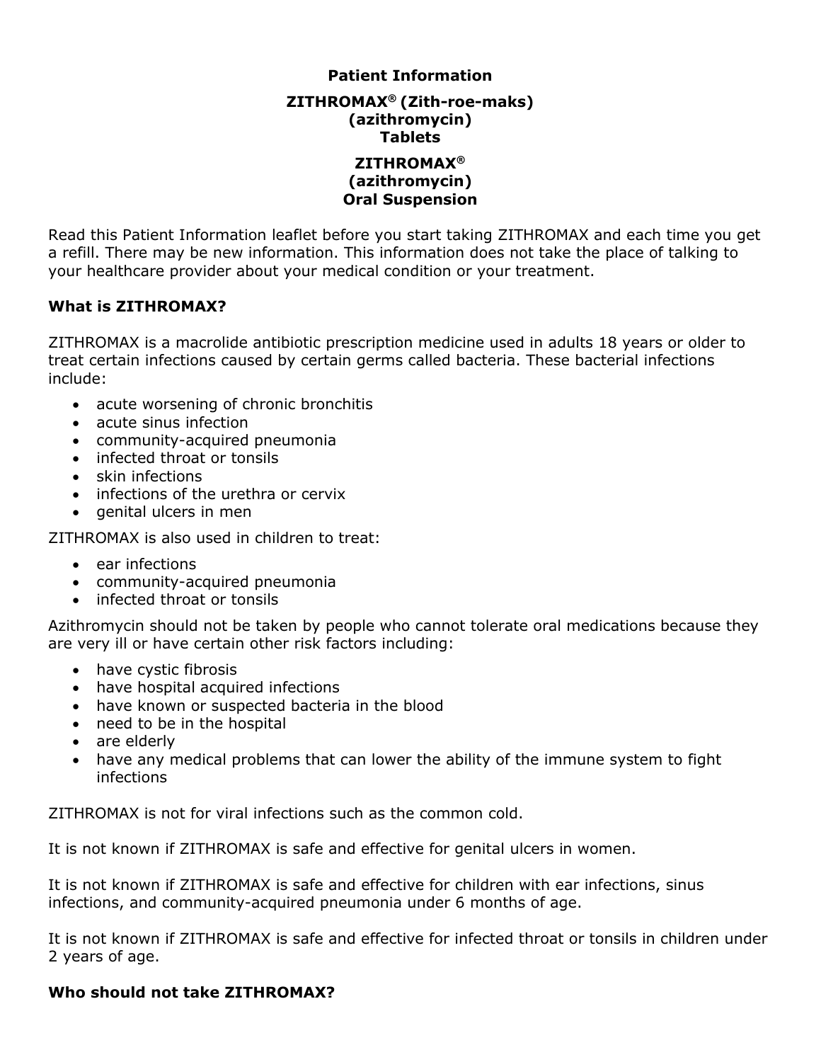**Patient Information**

**ZITHROMAX® (Zith-roe-maks)**
**(azithromycin)**
**Tablets**

**ZITHROMAX®**
**(azithromycin)**
**Oral Suspension**

Read this Patient Information leaflet before you start taking ZITHROMAX and each time you get a refill. There may be new information. This information does not take the place of talking to your healthcare provider about your medical condition or your treatment.

## What is ZITHROMAX?

ZITHROMAX is a macrolide antibiotic prescription medicine used in adults 18 years or older to treat certain infections caused by certain germs called bacteria. These bacterial infections include:

- acute worsening of chronic bronchitis
- acute sinus infection
- community-acquired pneumonia
- infected throat or tonsils
- skin infections
- infections of the urethra or cervix
- genital ulcers in men

ZITHROMAX is also used in children to treat:

- ear infections
- community-acquired pneumonia
- infected throat or tonsils

Azithromycin should not be taken by people who cannot tolerate oral medications because they are very ill or have certain other risk factors including:

- have cystic fibrosis
- have hospital acquired infections
- have known or suspected bacteria in the blood
- need to be in the hospital
- are elderly
- have any medical problems that can lower the ability of the immune system to fight infections

ZITHROMAX is not for viral infections such as the common cold.

It is not known if ZITHROMAX is safe and effective for genital ulcers in women.

It is not known if ZITHROMAX is safe and effective for children with ear infections, sinus infections, and community-acquired pneumonia under 6 months of age.

It is not known if ZITHROMAX is safe and effective for infected throat or tonsils in children under 2 years of age.

## Who should not take ZITHROMAX?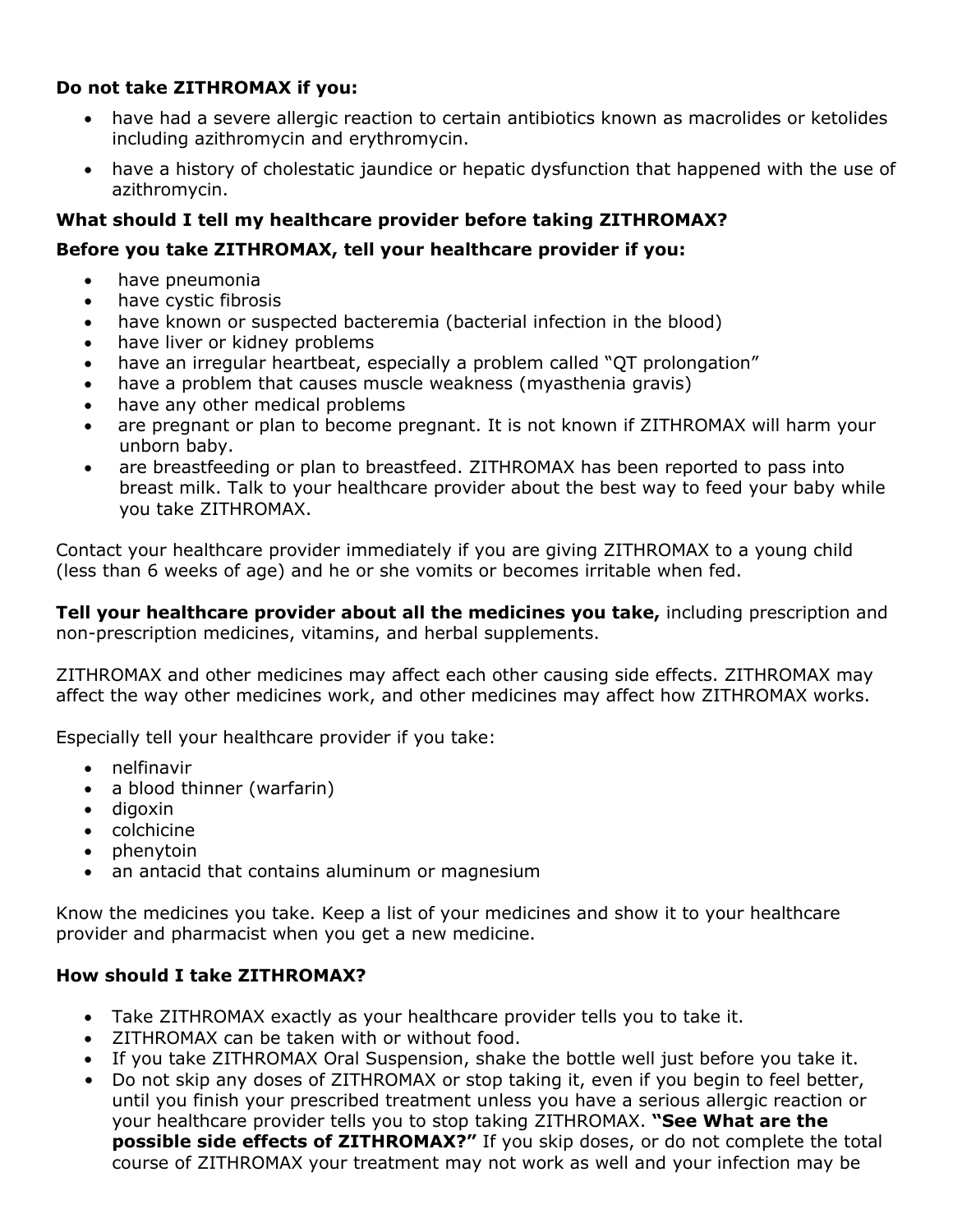**Do not take ZITHROMAX if you:**

- have had a severe allergic reaction to certain antibiotics known as macrolides or ketolides including azithromycin and erythromycin.
- have a history of cholestatic jaundice or hepatic dysfunction that happened with the use of azithromycin.

**What should I tell my healthcare provider before taking ZITHROMAX?**

**Before you take ZITHROMAX, tell your healthcare provider if you:**

- have pneumonia
- have cystic fibrosis
- have known or suspected bacteremia (bacterial infection in the blood)
- have liver or kidney problems
- have an irregular heartbeat, especially a problem called "QT prolongation"
- have a problem that causes muscle weakness (myasthenia gravis)
- have any other medical problems
- are pregnant or plan to become pregnant. It is not known if ZITHROMAX will harm your unborn baby.
- are breastfeeding or plan to breastfeed. ZITHROMAX has been reported to pass into breast milk. Talk to your healthcare provider about the best way to feed your baby while you take ZITHROMAX.

Contact your healthcare provider immediately if you are giving ZITHROMAX to a young child (less than 6 weeks of age) and he or she vomits or becomes irritable when fed.

**Tell your healthcare provider about all the medicines you take,** including prescription and non-prescription medicines, vitamins, and herbal supplements.

ZITHROMAX and other medicines may affect each other causing side effects. ZITHROMAX may affect the way other medicines work, and other medicines may affect how ZITHROMAX works.

Especially tell your healthcare provider if you take:

- nelfinavir
- a blood thinner (warfarin)
- digoxin
- colchicine
- phenytoin
- an antacid that contains aluminum or magnesium

Know the medicines you take. Keep a list of your medicines and show it to your healthcare provider and pharmacist when you get a new medicine.

**How should I take ZITHROMAX?**

- Take ZITHROMAX exactly as your healthcare provider tells you to take it.
- ZITHROMAX can be taken with or without food.
- If you take ZITHROMAX Oral Suspension, shake the bottle well just before you take it.
- Do not skip any doses of ZITHROMAX or stop taking it, even if you begin to feel better, until you finish your prescribed treatment unless you have a serious allergic reaction or your healthcare provider tells you to stop taking ZITHROMAX. **"See What are the possible side effects of ZITHROMAX?"** If you skip doses, or do not complete the total course of ZITHROMAX your treatment may not work as well and your infection may be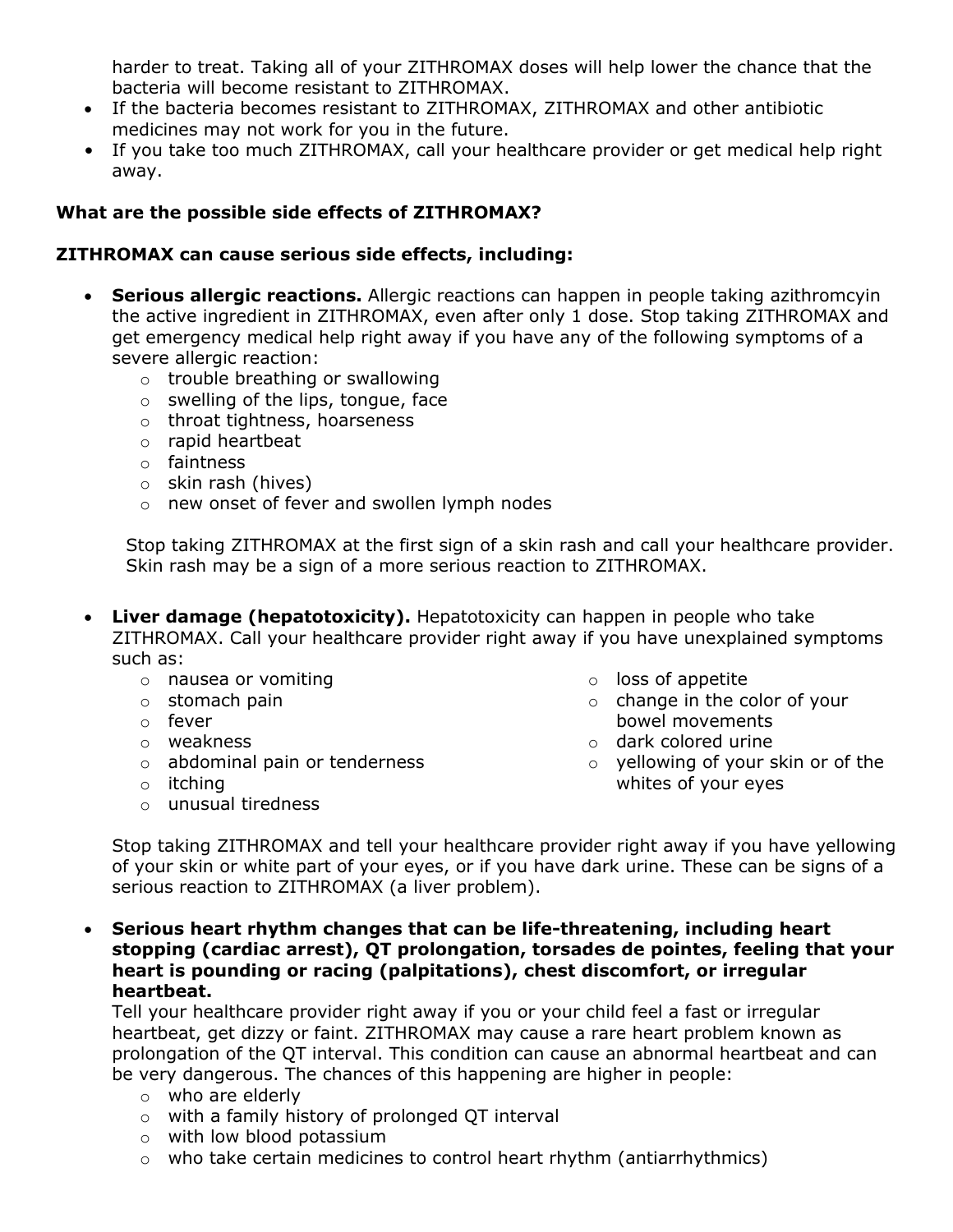harder to treat. Taking all of your ZITHROMAX doses will help lower the chance that the bacteria will become resistant to ZITHROMAX.
- If the bacteria becomes resistant to ZITHROMAX, ZITHROMAX and other antibiotic medicines may not work for you in the future.
- If you take too much ZITHROMAX, call your healthcare provider or get medical help right away.

**What are the possible side effects of ZITHROMAX?**

**ZITHROMAX can cause serious side effects, including:**

- **Serious allergic reactions.** Allergic reactions can happen in people taking azithromcyin the active ingredient in ZITHROMAX, even after only 1 dose. Stop taking ZITHROMAX and get emergency medical help right away if you have any of the following symptoms of a severe allergic reaction:
  - trouble breathing or swallowing
  - swelling of the lips, tongue, face
  - throat tightness, hoarseness
  - rapid heartbeat
  - faintness
  - skin rash (hives)
  - new onset of fever and swollen lymph nodes

  Stop taking ZITHROMAX at the first sign of a skin rash and call your healthcare provider. Skin rash may be a sign of a more serious reaction to ZITHROMAX.

- **Liver damage (hepatotoxicity).** Hepatotoxicity can happen in people who take ZITHROMAX. Call your healthcare provider right away if you have unexplained symptoms such as:
  - nausea or vomiting
  - stomach pain
  - fever
  - weakness
  - abdominal pain or tenderness
  - itching
  - unusual tiredness
  - loss of appetite
  - change in the color of your bowel movements
  - dark colored urine
  - yellowing of your skin or of the whites of your eyes

  Stop taking ZITHROMAX and tell your healthcare provider right away if you have yellowing of your skin or white part of your eyes, or if you have dark urine. These can be signs of a serious reaction to ZITHROMAX (a liver problem).

- **Serious heart rhythm changes that can be life-threatening, including heart stopping (cardiac arrest), QT prolongation, torsades de pointes, feeling that your heart is pounding or racing (palpitations), chest discomfort, or irregular heartbeat.**
  Tell your healthcare provider right away if you or your child feel a fast or irregular heartbeat, get dizzy or faint. ZITHROMAX may cause a rare heart problem known as prolongation of the QT interval. This condition can cause an abnormal heartbeat and can be very dangerous. The chances of this happening are higher in people:
  - who are elderly
  - with a family history of prolonged QT interval
  - with low blood potassium
  - who take certain medicines to control heart rhythm (antiarrhythmics)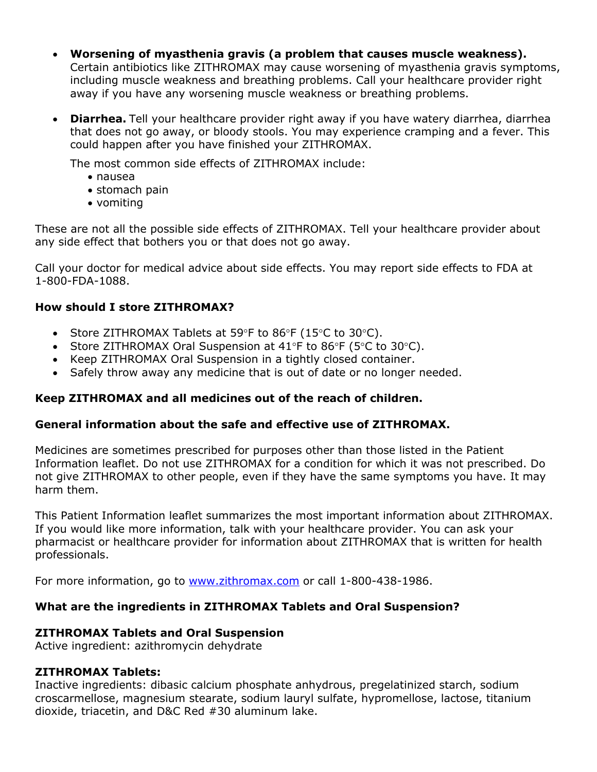- **Worsening of myasthenia gravis (a problem that causes muscle weakness).** Certain antibiotics like ZITHROMAX may cause worsening of myasthenia gravis symptoms, including muscle weakness and breathing problems. Call your healthcare provider right away if you have any worsening muscle weakness or breathing problems.

- **Diarrhea.** Tell your healthcare provider right away if you have watery diarrhea, diarrhea that does not go away, or bloody stools. You may experience cramping and a fever. This could happen after you have finished your ZITHROMAX.

  The most common side effects of ZITHROMAX include:
  - nausea
  - stomach pain
  - vomiting

These are not all the possible side effects of ZITHROMAX. Tell your healthcare provider about any side effect that bothers you or that does not go away.

Call your doctor for medical advice about side effects. You may report side effects to FDA at 1-800-FDA-1088.

**How should I store ZITHROMAX?**

- Store ZITHROMAX Tablets at 59°F to 86°F (15°C to 30°C).
- Store ZITHROMAX Oral Suspension at 41°F to 86°F (5°C to 30°C).
- Keep ZITHROMAX Oral Suspension in a tightly closed container.
- Safely throw away any medicine that is out of date or no longer needed.

**Keep ZITHROMAX and all medicines out of the reach of children.**

**General information about the safe and effective use of ZITHROMAX.**

Medicines are sometimes prescribed for purposes other than those listed in the Patient Information leaflet. Do not use ZITHROMAX for a condition for which it was not prescribed. Do not give ZITHROMAX to other people, even if they have the same symptoms you have. It may harm them.

This Patient Information leaflet summarizes the most important information about ZITHROMAX. If you would like more information, talk with your healthcare provider. You can ask your pharmacist or healthcare provider for information about ZITHROMAX that is written for health professionals.

For more information, go to [www.zithromax.com](http://www.zithromax.com) or call 1-800-438-1986.

**What are the ingredients in ZITHROMAX Tablets and Oral Suspension?**

**ZITHROMAX Tablets and Oral Suspension**
Active ingredient: azithromycin dehydrate

**ZITHROMAX Tablets:**
Inactive ingredients: dibasic calcium phosphate anhydrous, pregelatinized starch, sodium croscarmellose, magnesium stearate, sodium lauryl sulfate, hypromellose, lactose, titanium dioxide, triacetin, and D&C Red #30 aluminum lake.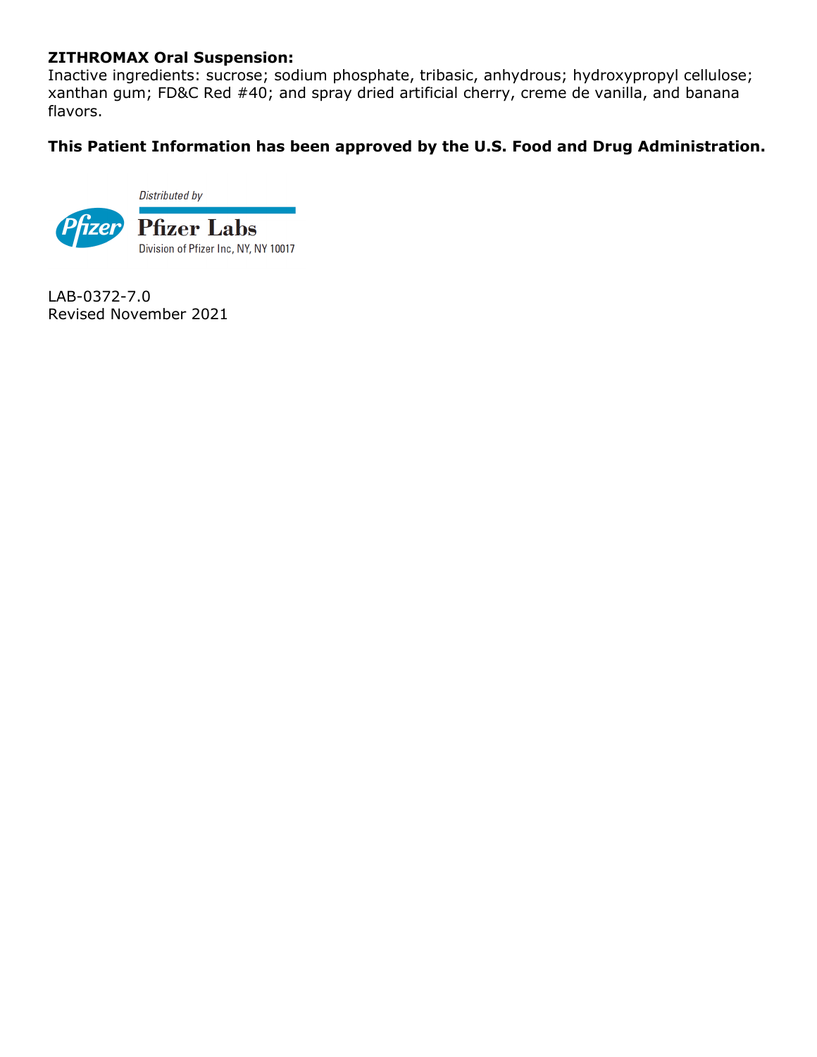**ZITHROMAX Oral Suspension:**
Inactive ingredients: sucrose; sodium phosphate, tribasic, anhydrous; hydroxypropyl cellulose; xanthan gum; FD&C Red #40; and spray dried artificial cherry, creme de vanilla, and banana flavors.

**This Patient Information has been approved by the U.S. Food and Drug Administration.**

*Distributed by*

**Pfizer Labs**
Division of Pfizer Inc, NY, NY 10017

LAB-0372-7.0
Revised November 2021